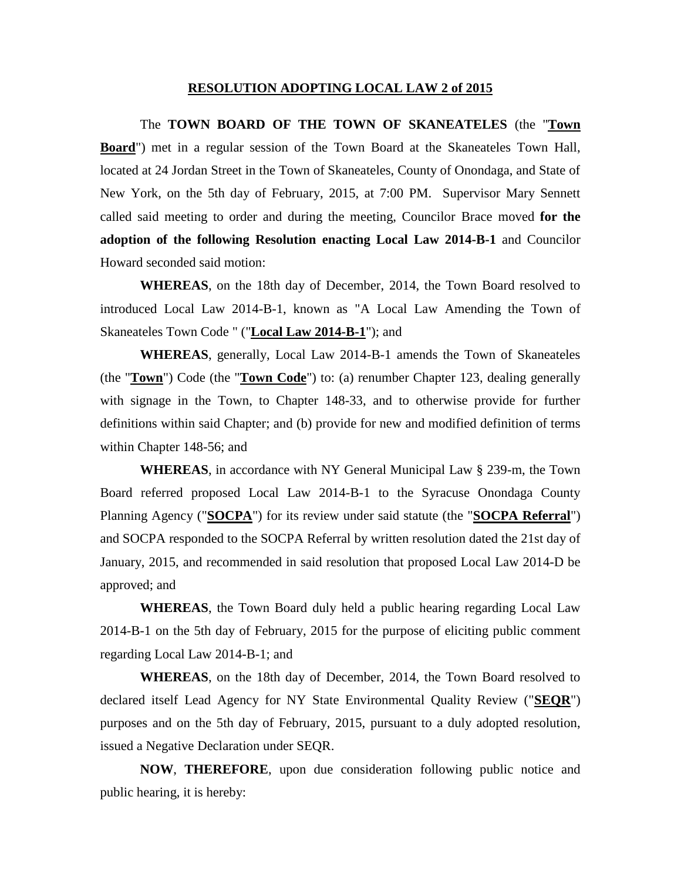**RESOLUTION ADOPTING LOCAL LAW 2 of 2015**

The **TOWN BOARD OF THE TOWN OF SKANEATELES** (the "**Town Board**") met in a regular session of the Town Board at the Skaneateles Town Hall, located at 24 Jordan Street in the Town of Skaneateles, County of Onondaga, and State of New York, on the 5th day of February, 2015, at 7:00 PM. Supervisor Mary Sennett called said meeting to order and during the meeting, Councilor Brace moved **for the adoption of the following Resolution enacting Local Law 2014-B-1** and Councilor Howard seconded said motion:

**WHEREAS**, on the 18th day of December, 2014, the Town Board resolved to introduced Local Law 2014-B-1, known as "A Local Law Amending the Town of Skaneateles Town Code " ("**Local Law 2014-B-1**"); and

**WHEREAS**, generally, Local Law 2014-B-1 amends the Town of Skaneateles (the "**Town**") Code (the "**Town Code**") to: (a) renumber Chapter 123, dealing generally with signage in the Town, to Chapter 148-33, and to otherwise provide for further definitions within said Chapter; and (b) provide for new and modified definition of terms within Chapter 148-56; and

**WHEREAS**, in accordance with NY General Municipal Law § 239-m, the Town Board referred proposed Local Law 2014-B-1 to the Syracuse Onondaga County Planning Agency ("**SOCPA**") for its review under said statute (the "**SOCPA Referral**") and SOCPA responded to the SOCPA Referral by written resolution dated the 21st day of January, 2015, and recommended in said resolution that proposed Local Law 2014-D be approved; and

**WHEREAS**, the Town Board duly held a public hearing regarding Local Law 2014-B-1 on the 5th day of February, 2015 for the purpose of eliciting public comment regarding Local Law 2014-B-1; and

**WHEREAS**, on the 18th day of December, 2014, the Town Board resolved to declared itself Lead Agency for NY State Environmental Quality Review ("**SEQR**") purposes and on the 5th day of February, 2015, pursuant to a duly adopted resolution, issued a Negative Declaration under SEQR.

**NOW**, **THEREFORE**, upon due consideration following public notice and public hearing, it is hereby: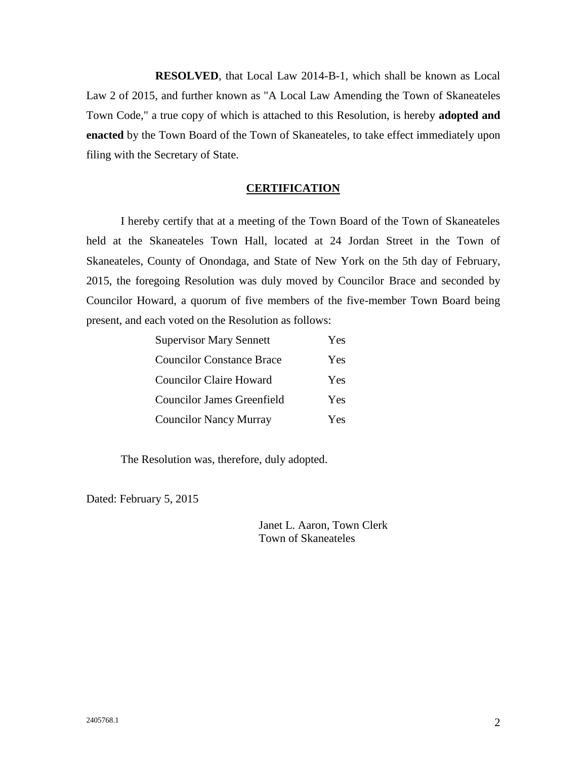**RESOLVED**, that Local Law 2014-B-1, which shall be known as Local Law 2 of 2015, and further known as "A Local Law Amending the Town of Skaneateles Town Code," a true copy of which is attached to this Resolution, is hereby **adopted and enacted** by the Town Board of the Town of Skaneateles, to take effect immediately upon filing with the Secretary of State.

## CERTIFICATION

I hereby certify that at a meeting of the Town Board of the Town of Skaneateles held at the Skaneateles Town Hall, located at 24 Jordan Street in the Town of Skaneateles, County of Onondaga, and State of New York on the 5th day of February, 2015, the foregoing Resolution was duly moved by Councilor Brace and seconded by Councilor Howard, a quorum of five members of the five-member Town Board being present, and each voted on the Resolution as follows:

| | |
|---|---|
| Supervisor Mary Sennett | Yes |
| Councilor Constance Brace | Yes |
| Councilor Claire Howard | Yes |
| Councilor James Greenfield | Yes |
| Councilor Nancy Murray | Yes |

The Resolution was, therefore, duly adopted.

Dated: February 5, 2015

Janet L. Aaron, Town Clerk
Town of Skaneateles

2405768.1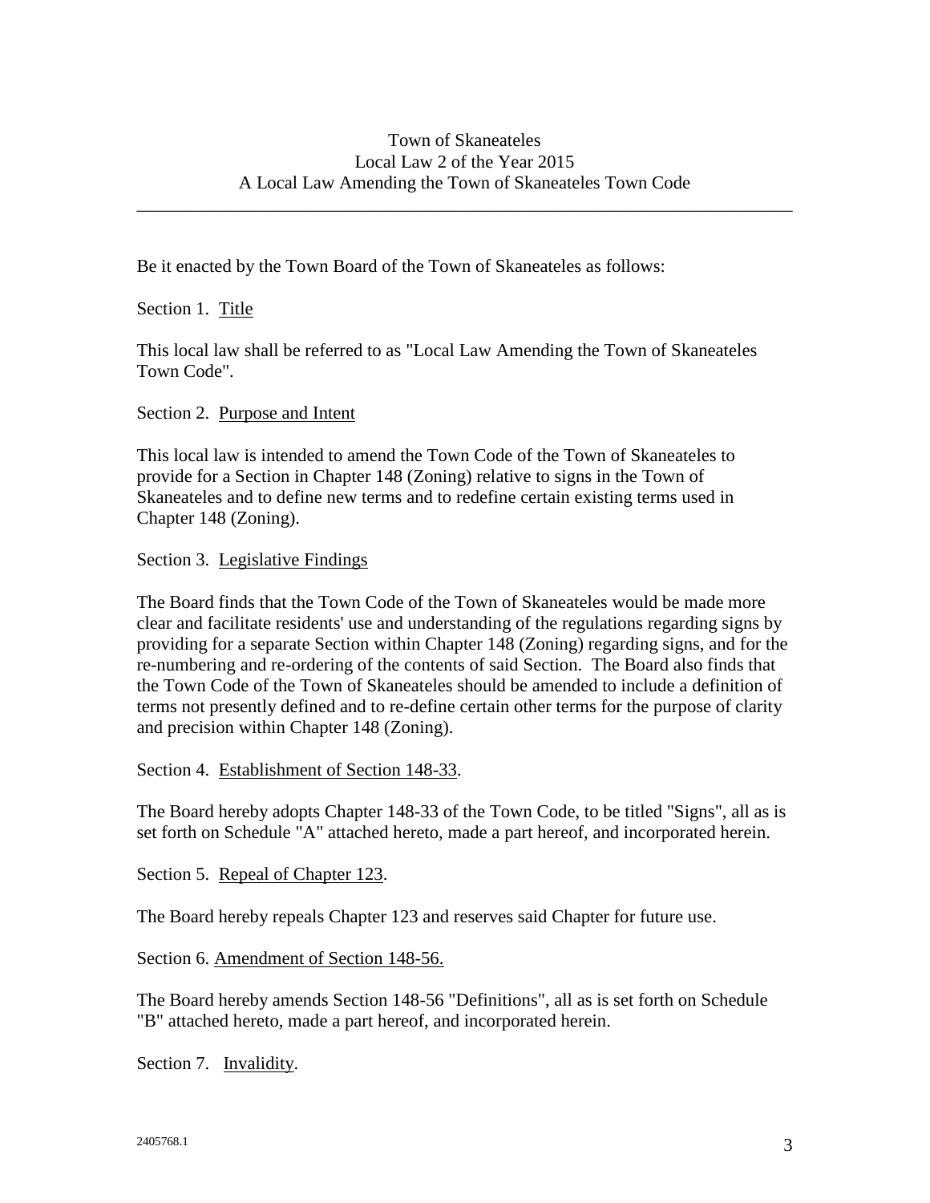Town of Skaneateles
Local Law 2 of the Year 2015
A Local Law Amending the Town of Skaneateles Town Code

---

Be it enacted by the Town Board of the Town of Skaneateles as follows:

Section 1. Title

This local law shall be referred to as "Local Law Amending the Town of Skaneateles Town Code".

Section 2. Purpose and Intent

This local law is intended to amend the Town Code of the Town of Skaneateles to provide for a Section in Chapter 148 (Zoning) relative to signs in the Town of Skaneateles and to define new terms and to redefine certain existing terms used in Chapter 148 (Zoning).

Section 3. Legislative Findings

The Board finds that the Town Code of the Town of Skaneateles would be made more clear and facilitate residents' use and understanding of the regulations regarding signs by providing for a separate Section within Chapter 148 (Zoning) regarding signs, and for the re-numbering and re-ordering of the contents of said Section. The Board also finds that the Town Code of the Town of Skaneateles should be amended to include a definition of terms not presently defined and to re-define certain other terms for the purpose of clarity and precision within Chapter 148 (Zoning).

Section 4. Establishment of Section 148-33.

The Board hereby adopts Chapter 148-33 of the Town Code, to be titled "Signs", all as is set forth on Schedule "A" attached hereto, made a part hereof, and incorporated herein.

Section 5. Repeal of Chapter 123.

The Board hereby repeals Chapter 123 and reserves said Chapter for future use.

Section 6. Amendment of Section 148-56.

The Board hereby amends Section 148-56 "Definitions", all as is set forth on Schedule "B" attached hereto, made a part hereof, and incorporated herein.

Section 7. Invalidity.

2405768.1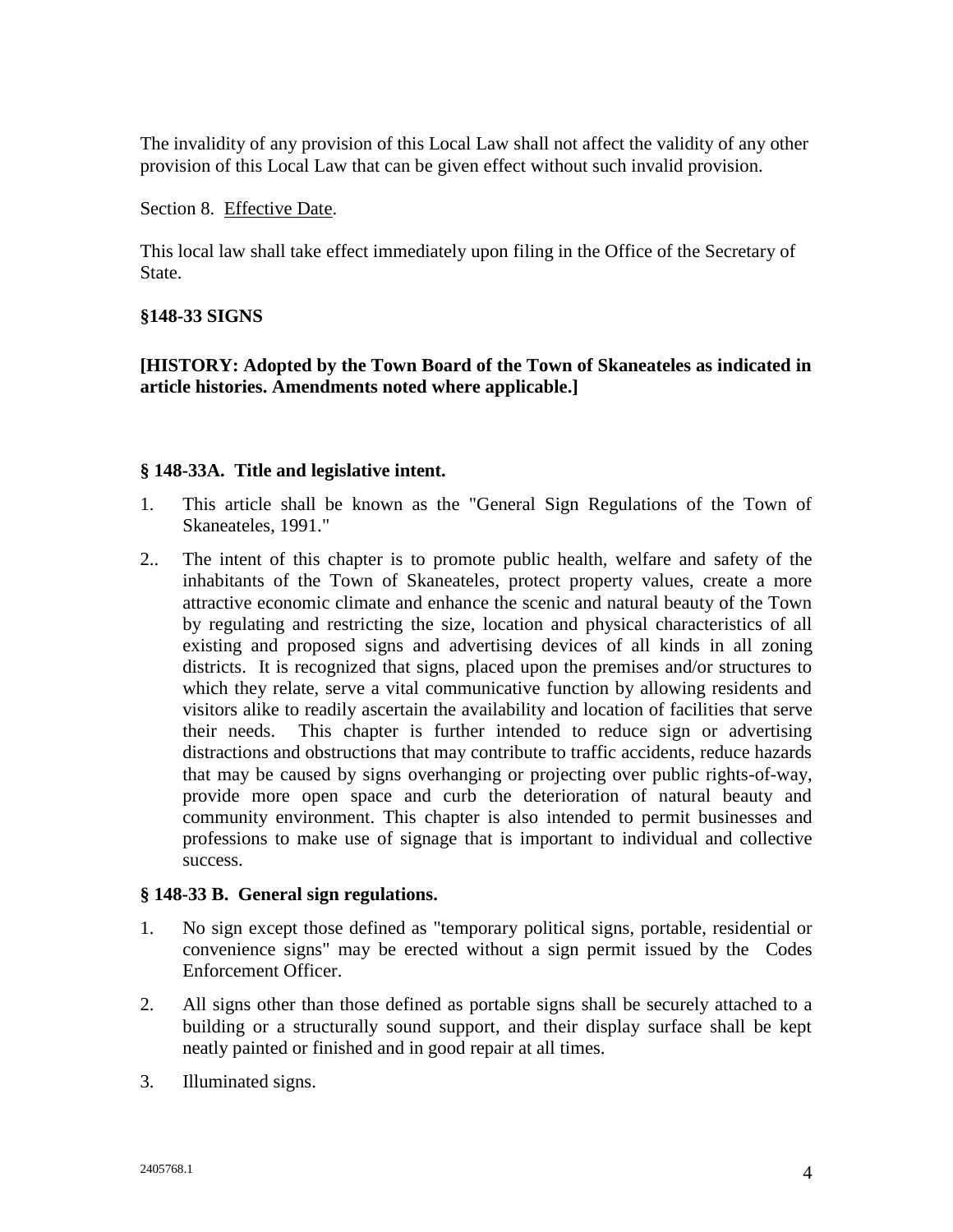The invalidity of any provision of this Local Law shall not affect the validity of any other provision of this Local Law that can be given effect without such invalid provision.

Section 8. Effective Date.

This local law shall take effect immediately upon filing in the Office of the Secretary of State.

**§148-33 SIGNS**

**[HISTORY: Adopted by the Town Board of the Town of Skaneateles as indicated in article histories. Amendments noted where applicable.]**

**§ 148-33A. Title and legislative intent.**

1. This article shall be known as the "General Sign Regulations of the Town of Skaneateles, 1991."

2.. The intent of this chapter is to promote public health, welfare and safety of the inhabitants of the Town of Skaneateles, protect property values, create a more attractive economic climate and enhance the scenic and natural beauty of the Town by regulating and restricting the size, location and physical characteristics of all existing and proposed signs and advertising devices of all kinds in all zoning districts. It is recognized that signs, placed upon the premises and/or structures to which they relate, serve a vital communicative function by allowing residents and visitors alike to readily ascertain the availability and location of facilities that serve their needs. This chapter is further intended to reduce sign or advertising distractions and obstructions that may contribute to traffic accidents, reduce hazards that may be caused by signs overhanging or projecting over public rights-of-way, provide more open space and curb the deterioration of natural beauty and community environment. This chapter is also intended to permit businesses and professions to make use of signage that is important to individual and collective success.

**§ 148-33 B. General sign regulations.**

1. No sign except those defined as "temporary political signs, portable, residential or convenience signs" may be erected without a sign permit issued by the Codes Enforcement Officer.

2. All signs other than those defined as portable signs shall be securely attached to a building or a structurally sound support, and their display surface shall be kept neatly painted or finished and in good repair at all times.

3. Illuminated signs.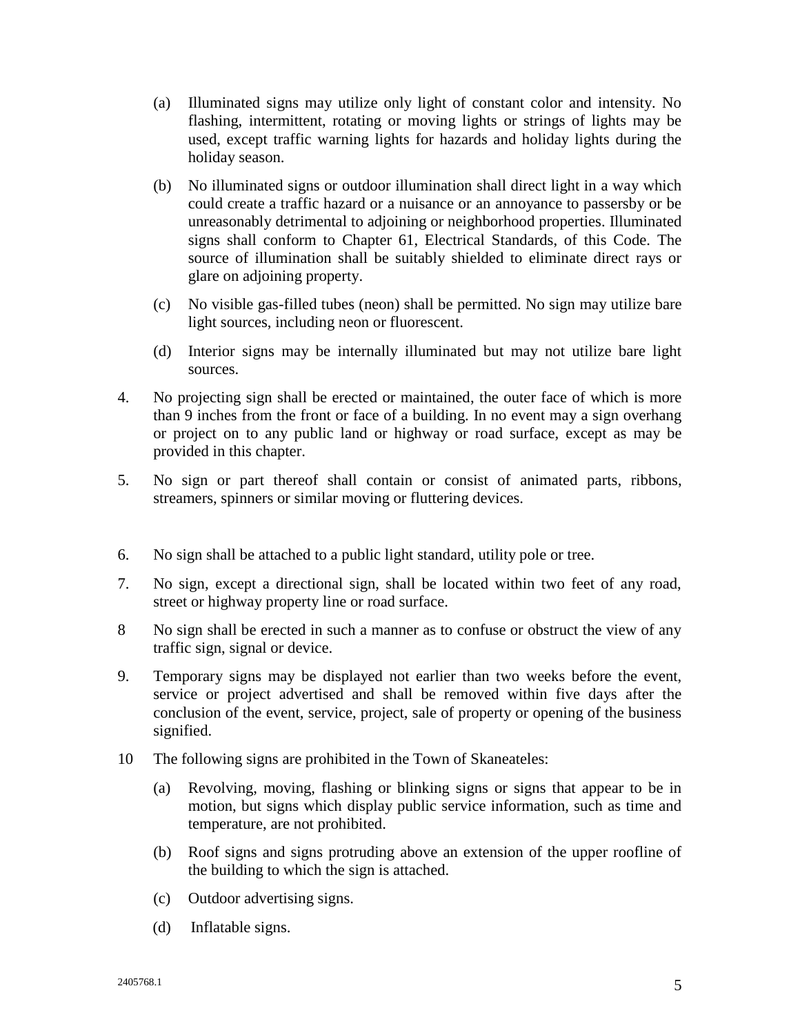(a) Illuminated signs may utilize only light of constant color and intensity. No flashing, intermittent, rotating or moving lights or strings of lights may be used, except traffic warning lights for hazards and holiday lights during the holiday season.

(b) No illuminated signs or outdoor illumination shall direct light in a way which could create a traffic hazard or a nuisance or an annoyance to passersby or be unreasonably detrimental to adjoining or neighborhood properties. Illuminated signs shall conform to Chapter 61, Electrical Standards, of this Code. The source of illumination shall be suitably shielded to eliminate direct rays or glare on adjoining property.

(c) No visible gas-filled tubes (neon) shall be permitted. No sign may utilize bare light sources, including neon or fluorescent.

(d) Interior signs may be internally illuminated but may not utilize bare light sources.

4. No projecting sign shall be erected or maintained, the outer face of which is more than 9 inches from the front or face of a building. In no event may a sign overhang or project on to any public land or highway or road surface, except as may be provided in this chapter.

5. No sign or part thereof shall contain or consist of animated parts, ribbons, streamers, spinners or similar moving or fluttering devices.

6. No sign shall be attached to a public light standard, utility pole or tree.

7. No sign, except a directional sign, shall be located within two feet of any road, street or highway property line or road surface.

8 No sign shall be erected in such a manner as to confuse or obstruct the view of any traffic sign, signal or device.

9. Temporary signs may be displayed not earlier than two weeks before the event, service or project advertised and shall be removed within five days after the conclusion of the event, service, project, sale of property or opening of the business signified.

10 The following signs are prohibited in the Town of Skaneateles:

(a) Revolving, moving, flashing or blinking signs or signs that appear to be in motion, but signs which display public service information, such as time and temperature, are not prohibited.

(b) Roof signs and signs protruding above an extension of the upper roofline of the building to which the sign is attached.

(c) Outdoor advertising signs.

(d) Inflatable signs.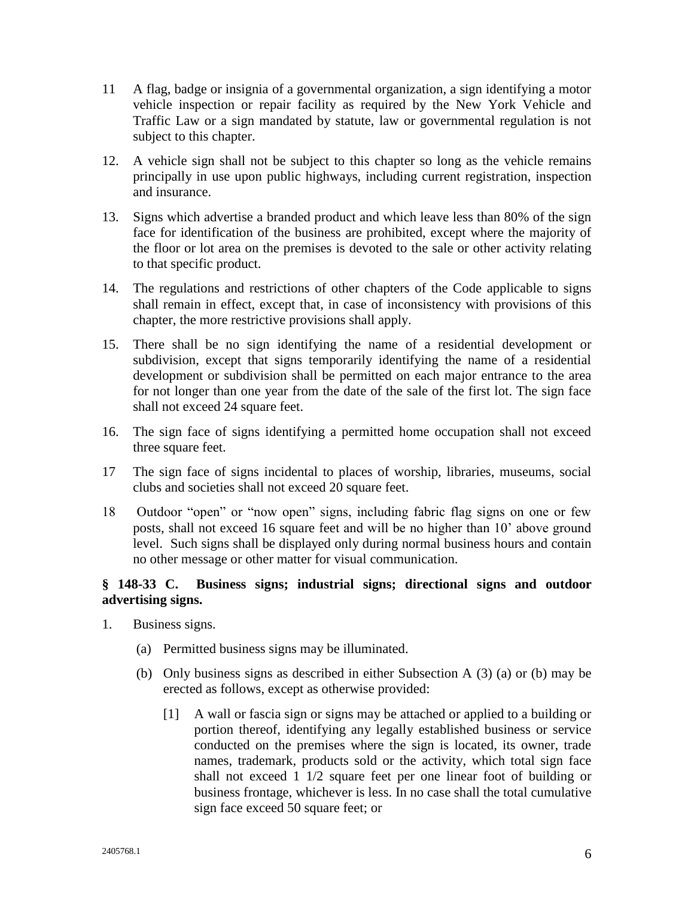11 A flag, badge or insignia of a governmental organization, a sign identifying a motor vehicle inspection or repair facility as required by the New York Vehicle and Traffic Law or a sign mandated by statute, law or governmental regulation is not subject to this chapter.

12. A vehicle sign shall not be subject to this chapter so long as the vehicle remains principally in use upon public highways, including current registration, inspection and insurance.

13. Signs which advertise a branded product and which leave less than 80% of the sign face for identification of the business are prohibited, except where the majority of the floor or lot area on the premises is devoted to the sale or other activity relating to that specific product.

14. The regulations and restrictions of other chapters of the Code applicable to signs shall remain in effect, except that, in case of inconsistency with provisions of this chapter, the more restrictive provisions shall apply.

15. There shall be no sign identifying the name of a residential development or subdivision, except that signs temporarily identifying the name of a residential development or subdivision shall be permitted on each major entrance to the area for not longer than one year from the date of the sale of the first lot. The sign face shall not exceed 24 square feet.

16. The sign face of signs identifying a permitted home occupation shall not exceed three square feet.

17 The sign face of signs incidental to places of worship, libraries, museums, social clubs and societies shall not exceed 20 square feet.

18 Outdoor "open" or "now open" signs, including fabric flag signs on one or few posts, shall not exceed 16 square feet and will be no higher than 10' above ground level. Such signs shall be displayed only during normal business hours and contain no other message or other matter for visual communication.

**§ 148-33 C. Business signs; industrial signs; directional signs and outdoor advertising signs.**

1. Business signs.

   (a) Permitted business signs may be illuminated.

   (b) Only business signs as described in either Subsection A (3) (a) or (b) may be erected as follows, except as otherwise provided:

      [1] A wall or fascia sign or signs may be attached or applied to a building or portion thereof, identifying any legally established business or service conducted on the premises where the sign is located, its owner, trade names, trademark, products sold or the activity, which total sign face shall not exceed 1 1/2 square feet per one linear foot of building or business frontage, whichever is less. In no case shall the total cumulative sign face exceed 50 square feet; or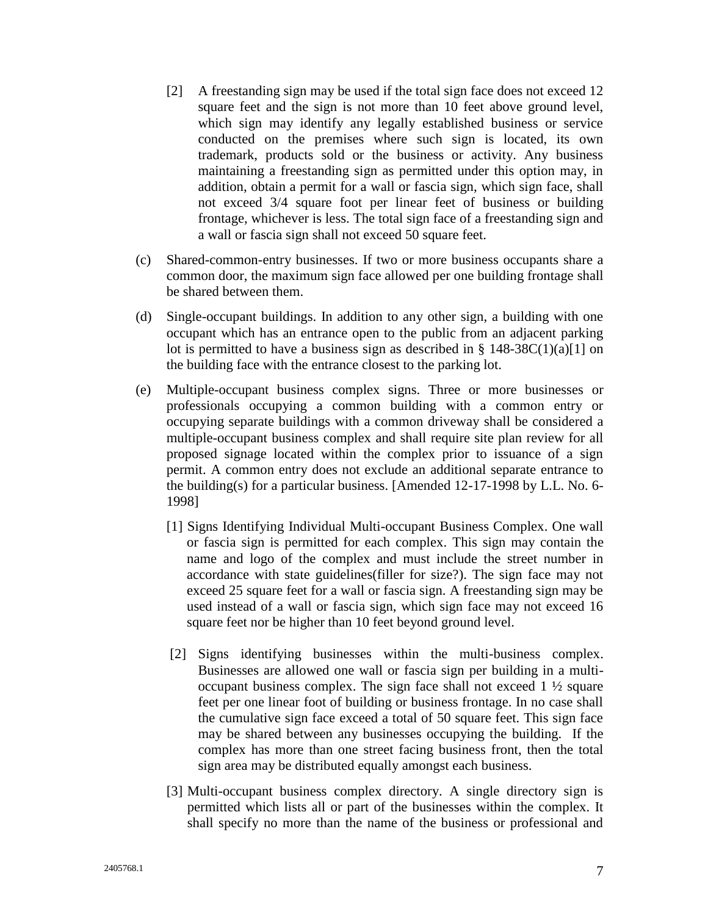[2] A freestanding sign may be used if the total sign face does not exceed 12 square feet and the sign is not more than 10 feet above ground level, which sign may identify any legally established business or service conducted on the premises where such sign is located, its own trademark, products sold or the business or activity. Any business maintaining a freestanding sign as permitted under this option may, in addition, obtain a permit for a wall or fascia sign, which sign face, shall not exceed 3/4 square foot per linear feet of business or building frontage, whichever is less. The total sign face of a freestanding sign and a wall or fascia sign shall not exceed 50 square feet.

(c) Shared-common-entry businesses. If two or more business occupants share a common door, the maximum sign face allowed per one building frontage shall be shared between them.

(d) Single-occupant buildings. In addition to any other sign, a building with one occupant which has an entrance open to the public from an adjacent parking lot is permitted to have a business sign as described in § 148-38C(1)(a)[1] on the building face with the entrance closest to the parking lot.

(e) Multiple-occupant business complex signs. Three or more businesses or professionals occupying a common building with a common entry or occupying separate buildings with a common driveway shall be considered a multiple-occupant business complex and shall require site plan review for all proposed signage located within the complex prior to issuance of a sign permit. A common entry does not exclude an additional separate entrance to the building(s) for a particular business. [Amended 12-17-1998 by L.L. No. 6-1998]

[1] Signs Identifying Individual Multi-occupant Business Complex. One wall or fascia sign is permitted for each complex. This sign may contain the name and logo of the complex and must include the street number in accordance with state guidelines(filler for size?). The sign face may not exceed 25 square feet for a wall or fascia sign. A freestanding sign may be used instead of a wall or fascia sign, which sign face may not exceed 16 square feet nor be higher than 10 feet beyond ground level.

[2] Signs identifying businesses within the multi-business complex. Businesses are allowed one wall or fascia sign per building in a multi-occupant business complex. The sign face shall not exceed 1 ½ square feet per one linear foot of building or business frontage. In no case shall the cumulative sign face exceed a total of 50 square feet. This sign face may be shared between any businesses occupying the building. If the complex has more than one street facing business front, then the total sign area may be distributed equally amongst each business.

[3] Multi-occupant business complex directory. A single directory sign is permitted which lists all or part of the businesses within the complex. It shall specify no more than the name of the business or professional and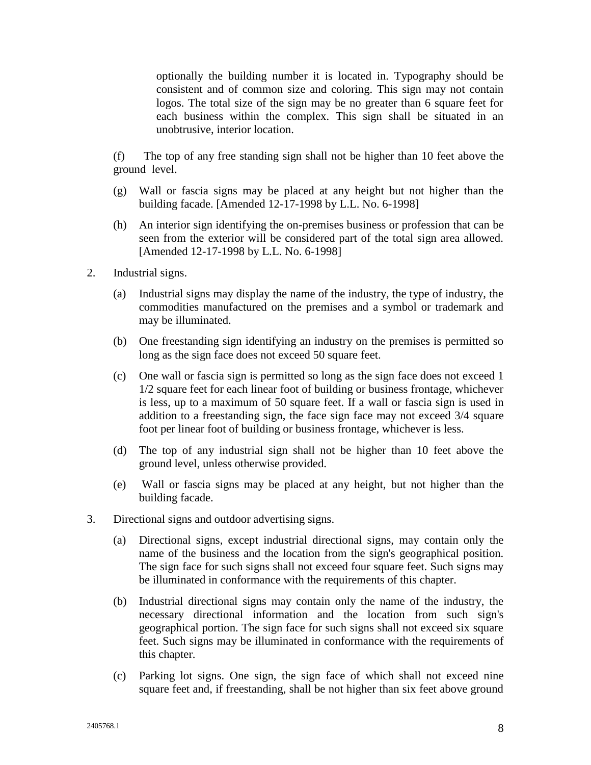optionally the building number it is located in. Typography should be consistent and of common size and coloring. This sign may not contain logos. The total size of the sign may be no greater than 6 square feet for each business within the complex. This sign shall be situated in an unobtrusive, interior location.

(f) The top of any free standing sign shall not be higher than 10 feet above the ground level.

(g) Wall or fascia signs may be placed at any height but not higher than the building facade. [Amended 12-17-1998 by L.L. No. 6-1998]

(h) An interior sign identifying the on-premises business or profession that can be seen from the exterior will be considered part of the total sign area allowed. [Amended 12-17-1998 by L.L. No. 6-1998]

2. Industrial signs.

   (a) Industrial signs may display the name of the industry, the type of industry, the commodities manufactured on the premises and a symbol or trademark and may be illuminated.

   (b) One freestanding sign identifying an industry on the premises is permitted so long as the sign face does not exceed 50 square feet.

   (c) One wall or fascia sign is permitted so long as the sign face does not exceed 1 1/2 square feet for each linear foot of building or business frontage, whichever is less, up to a maximum of 50 square feet. If a wall or fascia sign is used in addition to a freestanding sign, the face sign face may not exceed 3/4 square foot per linear foot of building or business frontage, whichever is less.

   (d) The top of any industrial sign shall not be higher than 10 feet above the ground level, unless otherwise provided.

   (e) Wall or fascia signs may be placed at any height, but not higher than the building facade.

3. Directional signs and outdoor advertising signs.

   (a) Directional signs, except industrial directional signs, may contain only the name of the business and the location from the sign's geographical position. The sign face for such signs shall not exceed four square feet. Such signs may be illuminated in conformance with the requirements of this chapter.

   (b) Industrial directional signs may contain only the name of the industry, the necessary directional information and the location from such sign's geographical portion. The sign face for such signs shall not exceed six square feet. Such signs may be illuminated in conformance with the requirements of this chapter.

   (c) Parking lot signs. One sign, the sign face of which shall not exceed nine square feet and, if freestanding, shall be not higher than six feet above ground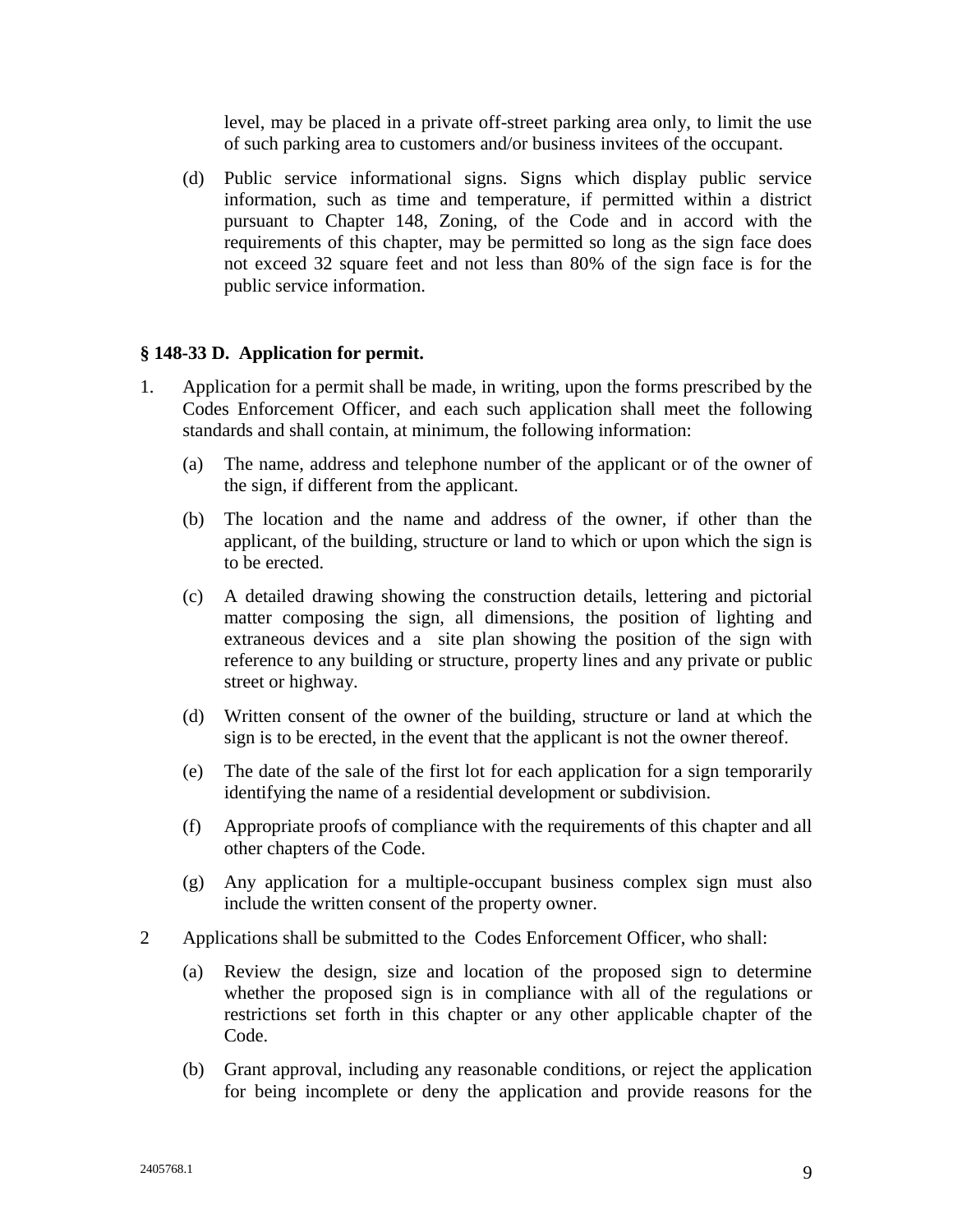level, may be placed in a private off-street parking area only, to limit the use of such parking area to customers and/or business invitees of the occupant.

(d) Public service informational signs. Signs which display public service information, such as time and temperature, if permitted within a district pursuant to Chapter 148, Zoning, of the Code and in accord with the requirements of this chapter, may be permitted so long as the sign face does not exceed 32 square feet and not less than 80% of the sign face is for the public service information.

**§ 148-33 D. Application for permit.**

1. Application for a permit shall be made, in writing, upon the forms prescribed by the Codes Enforcement Officer, and each such application shall meet the following standards and shall contain, at minimum, the following information:

   (a) The name, address and telephone number of the applicant or of the owner of the sign, if different from the applicant.

   (b) The location and the name and address of the owner, if other than the applicant, of the building, structure or land to which or upon which the sign is to be erected.

   (c) A detailed drawing showing the construction details, lettering and pictorial matter composing the sign, all dimensions, the position of lighting and extraneous devices and a site plan showing the position of the sign with reference to any building or structure, property lines and any private or public street or highway.

   (d) Written consent of the owner of the building, structure or land at which the sign is to be erected, in the event that the applicant is not the owner thereof.

   (e) The date of the sale of the first lot for each application for a sign temporarily identifying the name of a residential development or subdivision.

   (f) Appropriate proofs of compliance with the requirements of this chapter and all other chapters of the Code.

   (g) Any application for a multiple-occupant business complex sign must also include the written consent of the property owner.

2 Applications shall be submitted to the Codes Enforcement Officer, who shall:

   (a) Review the design, size and location of the proposed sign to determine whether the proposed sign is in compliance with all of the regulations or restrictions set forth in this chapter or any other applicable chapter of the Code.

   (b) Grant approval, including any reasonable conditions, or reject the application for being incomplete or deny the application and provide reasons for the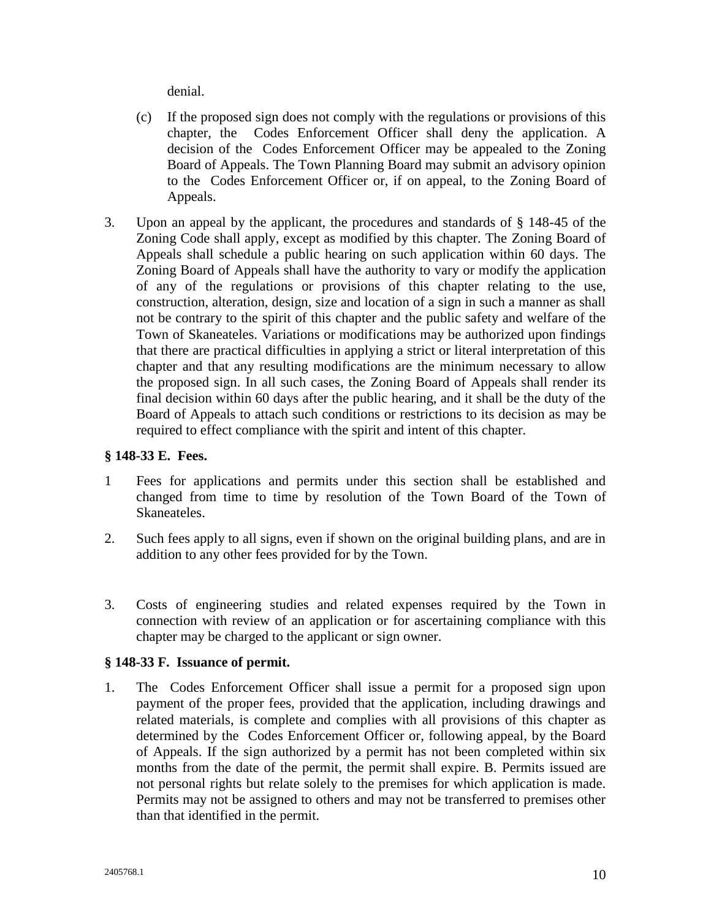denial.

(c) If the proposed sign does not comply with the regulations or provisions of this chapter, the Codes Enforcement Officer shall deny the application. A decision of the Codes Enforcement Officer may be appealed to the Zoning Board of Appeals. The Town Planning Board may submit an advisory opinion to the Codes Enforcement Officer or, if on appeal, to the Zoning Board of Appeals.

3. Upon an appeal by the applicant, the procedures and standards of § 148-45 of the Zoning Code shall apply, except as modified by this chapter. The Zoning Board of Appeals shall schedule a public hearing on such application within 60 days. The Zoning Board of Appeals shall have the authority to vary or modify the application of any of the regulations or provisions of this chapter relating to the use, construction, alteration, design, size and location of a sign in such a manner as shall not be contrary to the spirit of this chapter and the public safety and welfare of the Town of Skaneateles. Variations or modifications may be authorized upon findings that there are practical difficulties in applying a strict or literal interpretation of this chapter and that any resulting modifications are the minimum necessary to allow the proposed sign. In all such cases, the Zoning Board of Appeals shall render its final decision within 60 days after the public hearing, and it shall be the duty of the Board of Appeals to attach such conditions or restrictions to its decision as may be required to effect compliance with the spirit and intent of this chapter.

**§ 148-33 E. Fees.**

1 Fees for applications and permits under this section shall be established and changed from time to time by resolution of the Town Board of the Town of Skaneateles.

2. Such fees apply to all signs, even if shown on the original building plans, and are in addition to any other fees provided for by the Town.

3. Costs of engineering studies and related expenses required by the Town in connection with review of an application or for ascertaining compliance with this chapter may be charged to the applicant or sign owner.

**§ 148-33 F. Issuance of permit.**

1. The Codes Enforcement Officer shall issue a permit for a proposed sign upon payment of the proper fees, provided that the application, including drawings and related materials, is complete and complies with all provisions of this chapter as determined by the Codes Enforcement Officer or, following appeal, by the Board of Appeals. If the sign authorized by a permit has not been completed within six months from the date of the permit, the permit shall expire. B. Permits issued are not personal rights but relate solely to the premises for which application is made. Permits may not be assigned to others and may not be transferred to premises other than that identified in the permit.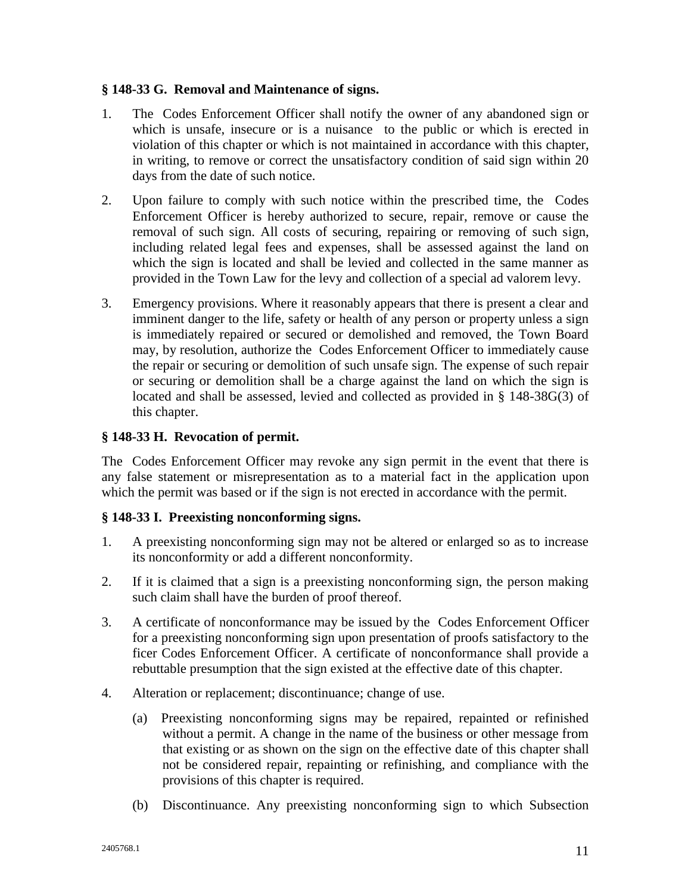### § 148-33 G. Removal and Maintenance of signs.

1. The Codes Enforcement Officer shall notify the owner of any abandoned sign or which is unsafe, insecure or is a nuisance to the public or which is erected in violation of this chapter or which is not maintained in accordance with this chapter, in writing, to remove or correct the unsatisfactory condition of said sign within 20 days from the date of such notice.

2. Upon failure to comply with such notice within the prescribed time, the Codes Enforcement Officer is hereby authorized to secure, repair, remove or cause the removal of such sign. All costs of securing, repairing or removing of such sign, including related legal fees and expenses, shall be assessed against the land on which the sign is located and shall be levied and collected in the same manner as provided in the Town Law for the levy and collection of a special ad valorem levy.

3. Emergency provisions. Where it reasonably appears that there is present a clear and imminent danger to the life, safety or health of any person or property unless a sign is immediately repaired or secured or demolished and removed, the Town Board may, by resolution, authorize the Codes Enforcement Officer to immediately cause the repair or securing or demolition of such unsafe sign. The expense of such repair or securing or demolition shall be a charge against the land on which the sign is located and shall be assessed, levied and collected as provided in § 148-38G(3) of this chapter.

### § 148-33 H. Revocation of permit.

The Codes Enforcement Officer may revoke any sign permit in the event that there is any false statement or misrepresentation as to a material fact in the application upon which the permit was based or if the sign is not erected in accordance with the permit.

### § 148-33 I. Preexisting nonconforming signs.

1. A preexisting nonconforming sign may not be altered or enlarged so as to increase its nonconformity or add a different nonconformity.

2. If it is claimed that a sign is a preexisting nonconforming sign, the person making such claim shall have the burden of proof thereof.

3. A certificate of nonconformance may be issued by the Codes Enforcement Officer for a preexisting nonconforming sign upon presentation of proofs satisfactory to the ficer Codes Enforcement Officer. A certificate of nonconformance shall provide a rebuttable presumption that the sign existed at the effective date of this chapter.

4. Alteration or replacement; discontinuance; change of use.

   (a) Preexisting nonconforming signs may be repaired, repainted or refinished without a permit. A change in the name of the business or other message from that existing or as shown on the sign on the effective date of this chapter shall not be considered repair, repainting or refinishing, and compliance with the provisions of this chapter is required.

   (b) Discontinuance. Any preexisting nonconforming sign to which Subsection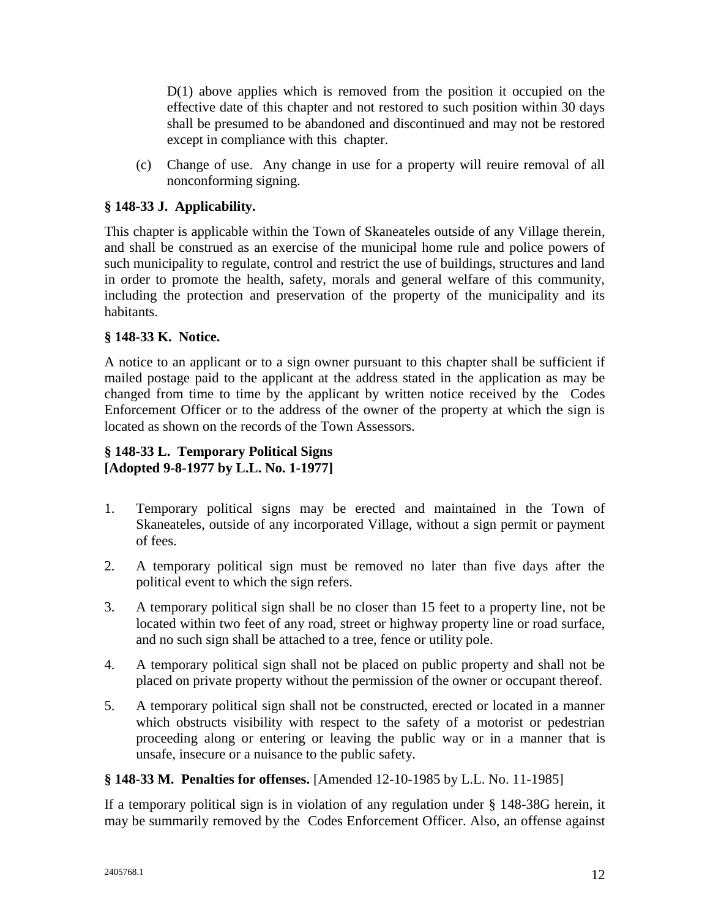D(1) above applies which is removed from the position it occupied on the effective date of this chapter and not restored to such position within 30 days shall be presumed to be abandoned and discontinued and may not be restored except in compliance with this chapter.

(c) Change of use. Any change in use for a property will reuire removal of all nonconforming signing.

### § 148-33 J. Applicability.

This chapter is applicable within the Town of Skaneateles outside of any Village therein, and shall be construed as an exercise of the municipal home rule and police powers of such municipality to regulate, control and restrict the use of buildings, structures and land in order to promote the health, safety, morals and general welfare of this community, including the protection and preservation of the property of the municipality and its habitants.

### § 148-33 K. Notice.

A notice to an applicant or to a sign owner pursuant to this chapter shall be sufficient if mailed postage paid to the applicant at the address stated in the application as may be changed from time to time by the applicant by written notice received by the Codes Enforcement Officer or to the address of the owner of the property at which the sign is located as shown on the records of the Town Assessors.

### § 148-33 L. Temporary Political Signs [Adopted 9-8-1977 by L.L. No. 1-1977]

1. Temporary political signs may be erected and maintained in the Town of Skaneateles, outside of any incorporated Village, without a sign permit or payment of fees.

2. A temporary political sign must be removed no later than five days after the political event to which the sign refers.

3. A temporary political sign shall be no closer than 15 feet to a property line, not be located within two feet of any road, street or highway property line or road surface, and no such sign shall be attached to a tree, fence or utility pole.

4. A temporary political sign shall not be placed on public property and shall not be placed on private property without the permission of the owner or occupant thereof.

5. A temporary political sign shall not be constructed, erected or located in a manner which obstructs visibility with respect to the safety of a motorist or pedestrian proceeding along or entering or leaving the public way or in a manner that is unsafe, insecure or a nuisance to the public safety.

### § 148-33 M. Penalties for offenses. [Amended 12-10-1985 by L.L. No. 11-1985]

If a temporary political sign is in violation of any regulation under § 148-38G herein, it may be summarily removed by the Codes Enforcement Officer. Also, an offense against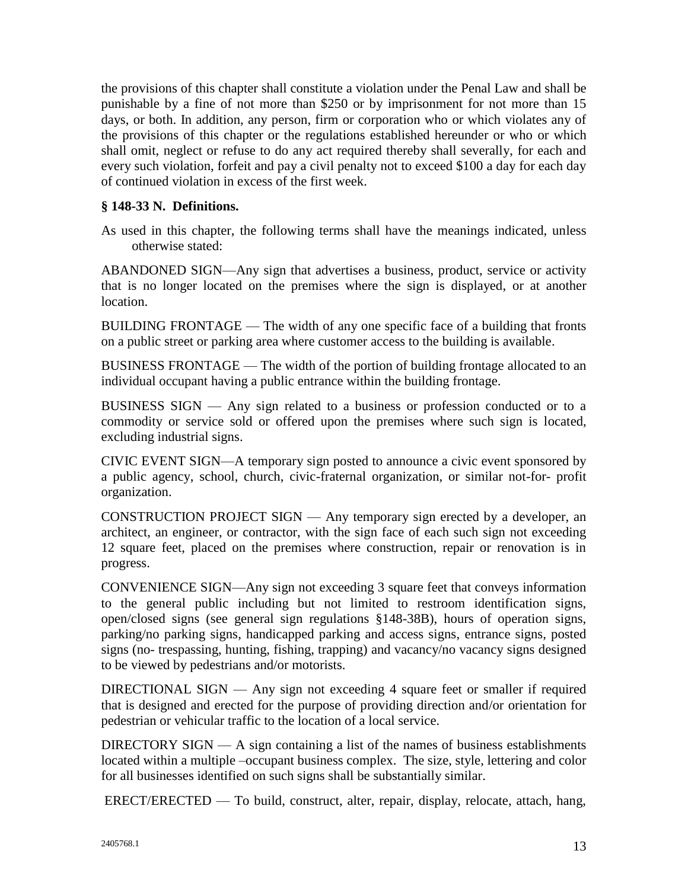the provisions of this chapter shall constitute a violation under the Penal Law and shall be punishable by a fine of not more than $250 or by imprisonment for not more than 15 days, or both. In addition, any person, firm or corporation who or which violates any of the provisions of this chapter or the regulations established hereunder or who or which shall omit, neglect or refuse to do any act required thereby shall severally, for each and every such violation, forfeit and pay a civil penalty not to exceed $100 a day for each day of continued violation in excess of the first week.

**§ 148-33 N. Definitions.**

As used in this chapter, the following terms shall have the meanings indicated, unless otherwise stated:

ABANDONED SIGN—Any sign that advertises a business, product, service or activity that is no longer located on the premises where the sign is displayed, or at another location.

BUILDING FRONTAGE — The width of any one specific face of a building that fronts on a public street or parking area where customer access to the building is available.

BUSINESS FRONTAGE — The width of the portion of building frontage allocated to an individual occupant having a public entrance within the building frontage.

BUSINESS SIGN — Any sign related to a business or profession conducted or to a commodity or service sold or offered upon the premises where such sign is located, excluding industrial signs.

CIVIC EVENT SIGN—A temporary sign posted to announce a civic event sponsored by a public agency, school, church, civic-fraternal organization, or similar not-for- profit organization.

CONSTRUCTION PROJECT SIGN — Any temporary sign erected by a developer, an architect, an engineer, or contractor, with the sign face of each such sign not exceeding 12 square feet, placed on the premises where construction, repair or renovation is in progress.

CONVENIENCE SIGN—Any sign not exceeding 3 square feet that conveys information to the general public including but not limited to restroom identification signs, open/closed signs (see general sign regulations §148-38B), hours of operation signs, parking/no parking signs, handicapped parking and access signs, entrance signs, posted signs (no- trespassing, hunting, fishing, trapping) and vacancy/no vacancy signs designed to be viewed by pedestrians and/or motorists.

DIRECTIONAL SIGN — Any sign not exceeding 4 square feet or smaller if required that is designed and erected for the purpose of providing direction and/or orientation for pedestrian or vehicular traffic to the location of a local service.

DIRECTORY SIGN — A sign containing a list of the names of business establishments located within a multiple –occupant business complex. The size, style, lettering and color for all businesses identified on such signs shall be substantially similar.

ERECT/ERECTED — To build, construct, alter, repair, display, relocate, attach, hang,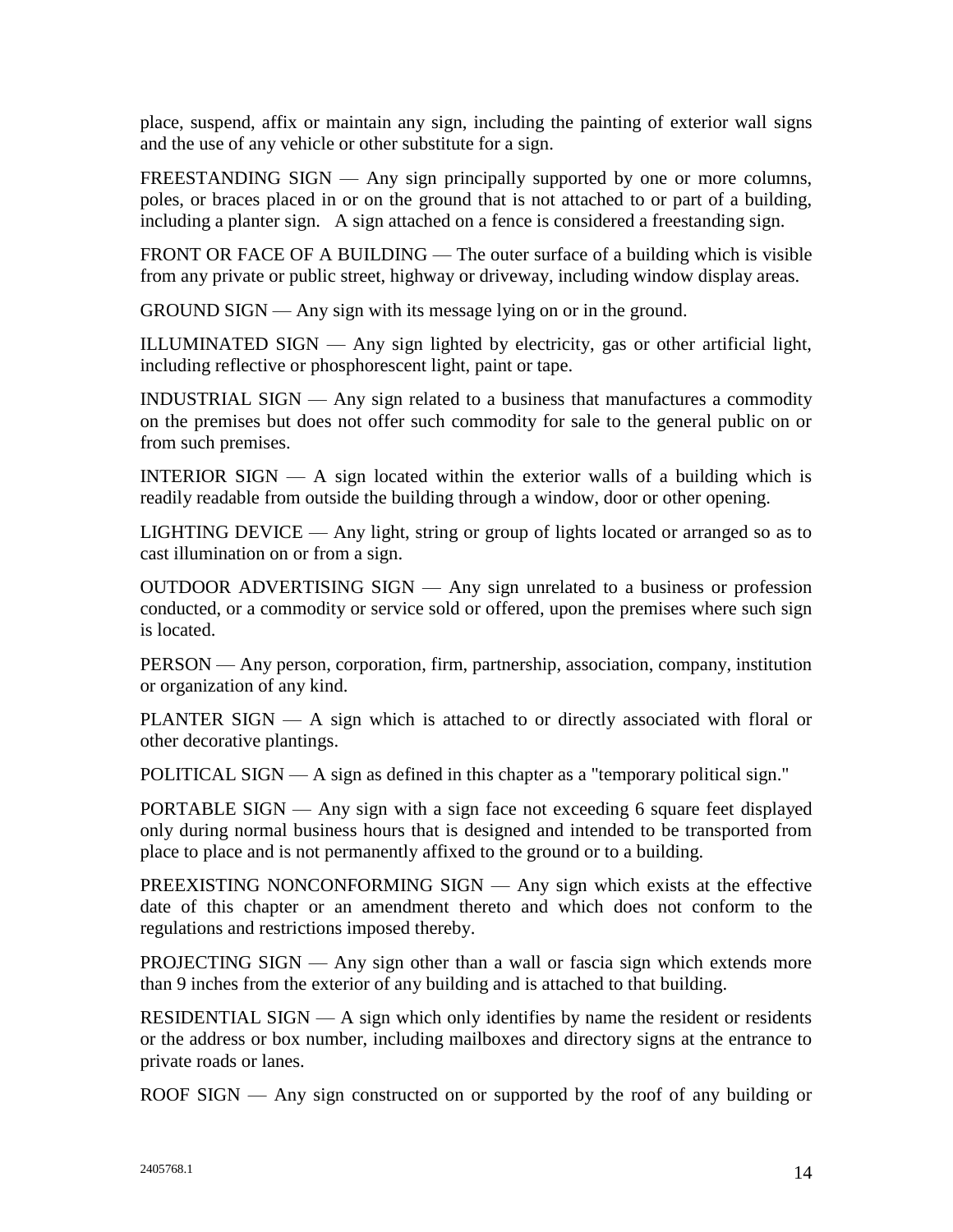place, suspend, affix or maintain any sign, including the painting of exterior wall signs and the use of any vehicle or other substitute for a sign.

FREESTANDING SIGN — Any sign principally supported by one or more columns, poles, or braces placed in or on the ground that is not attached to or part of a building, including a planter sign. A sign attached on a fence is considered a freestanding sign.

FRONT OR FACE OF A BUILDING — The outer surface of a building which is visible from any private or public street, highway or driveway, including window display areas.

GROUND SIGN — Any sign with its message lying on or in the ground.

ILLUMINATED SIGN — Any sign lighted by electricity, gas or other artificial light, including reflective or phosphorescent light, paint or tape.

INDUSTRIAL SIGN — Any sign related to a business that manufactures a commodity on the premises but does not offer such commodity for sale to the general public on or from such premises.

INTERIOR SIGN — A sign located within the exterior walls of a building which is readily readable from outside the building through a window, door or other opening.

LIGHTING DEVICE — Any light, string or group of lights located or arranged so as to cast illumination on or from a sign.

OUTDOOR ADVERTISING SIGN — Any sign unrelated to a business or profession conducted, or a commodity or service sold or offered, upon the premises where such sign is located.

PERSON — Any person, corporation, firm, partnership, association, company, institution or organization of any kind.

PLANTER SIGN — A sign which is attached to or directly associated with floral or other decorative plantings.

POLITICAL SIGN — A sign as defined in this chapter as a "temporary political sign."

PORTABLE SIGN — Any sign with a sign face not exceeding 6 square feet displayed only during normal business hours that is designed and intended to be transported from place to place and is not permanently affixed to the ground or to a building.

PREEXISTING NONCONFORMING SIGN — Any sign which exists at the effective date of this chapter or an amendment thereto and which does not conform to the regulations and restrictions imposed thereby.

PROJECTING SIGN — Any sign other than a wall or fascia sign which extends more than 9 inches from the exterior of any building and is attached to that building.

RESIDENTIAL SIGN — A sign which only identifies by name the resident or residents or the address or box number, including mailboxes and directory signs at the entrance to private roads or lanes.

ROOF SIGN — Any sign constructed on or supported by the roof of any building or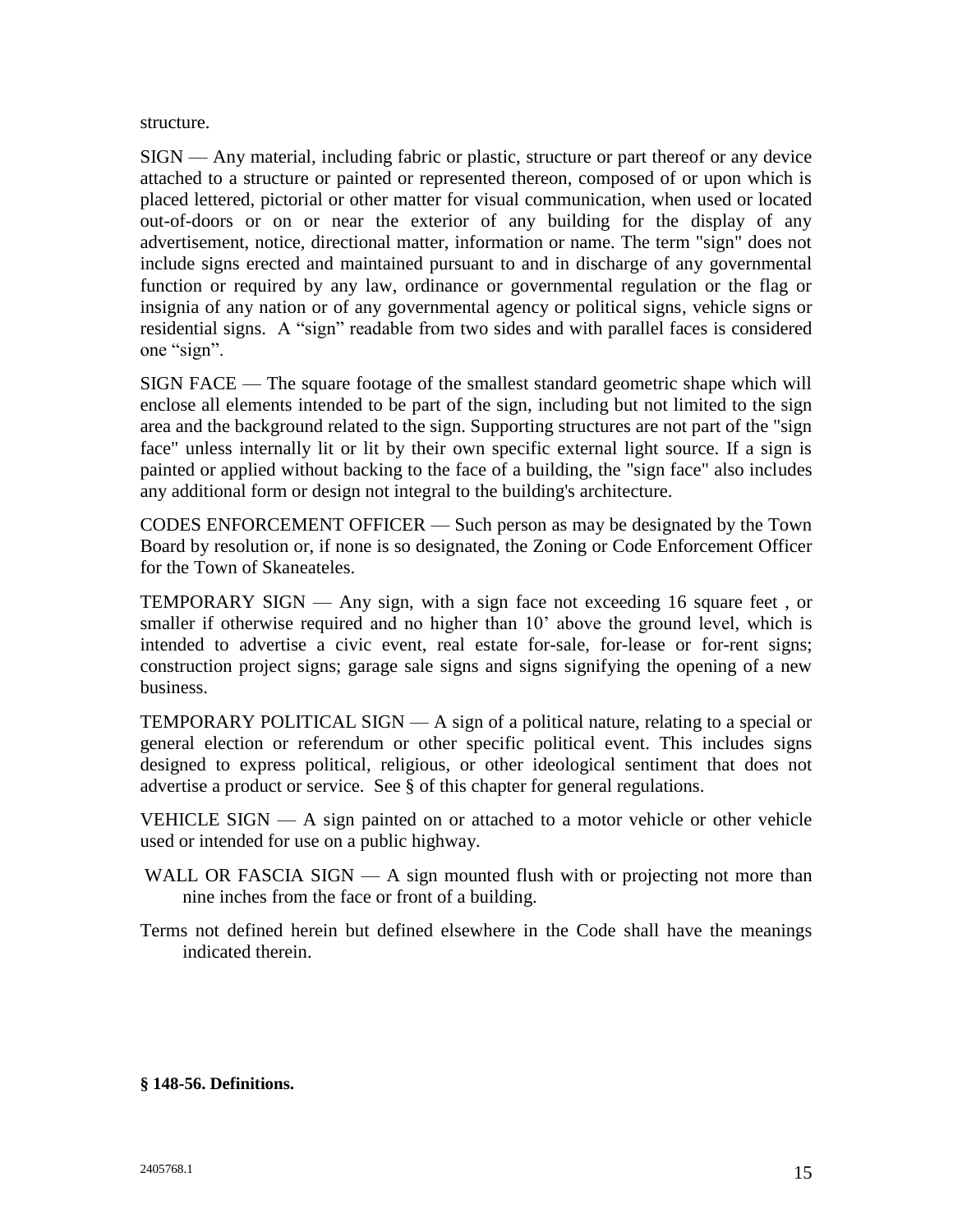structure.

SIGN — Any material, including fabric or plastic, structure or part thereof or any device attached to a structure or painted or represented thereon, composed of or upon which is placed lettered, pictorial or other matter for visual communication, when used or located out-of-doors or on or near the exterior of any building for the display of any advertisement, notice, directional matter, information or name. The term "sign" does not include signs erected and maintained pursuant to and in discharge of any governmental function or required by any law, ordinance or governmental regulation or the flag or insignia of any nation or of any governmental agency or political signs, vehicle signs or residential signs. A "sign" readable from two sides and with parallel faces is considered one "sign".

SIGN FACE — The square footage of the smallest standard geometric shape which will enclose all elements intended to be part of the sign, including but not limited to the sign area and the background related to the sign. Supporting structures are not part of the "sign face" unless internally lit or lit by their own specific external light source. If a sign is painted or applied without backing to the face of a building, the "sign face" also includes any additional form or design not integral to the building's architecture.

CODES ENFORCEMENT OFFICER — Such person as may be designated by the Town Board by resolution or, if none is so designated, the Zoning or Code Enforcement Officer for the Town of Skaneateles.

TEMPORARY SIGN — Any sign, with a sign face not exceeding 16 square feet , or smaller if otherwise required and no higher than 10' above the ground level, which is intended to advertise a civic event, real estate for-sale, for-lease or for-rent signs; construction project signs; garage sale signs and signs signifying the opening of a new business.

TEMPORARY POLITICAL SIGN — A sign of a political nature, relating to a special or general election or referendum or other specific political event. This includes signs designed to express political, religious, or other ideological sentiment that does not advertise a product or service. See § of this chapter for general regulations.

VEHICLE SIGN — A sign painted on or attached to a motor vehicle or other vehicle used or intended for use on a public highway.

WALL OR FASCIA SIGN — A sign mounted flush with or projecting not more than nine inches from the face or front of a building.

Terms not defined herein but defined elsewhere in the Code shall have the meanings indicated therein.

**§ 148-56. Definitions.**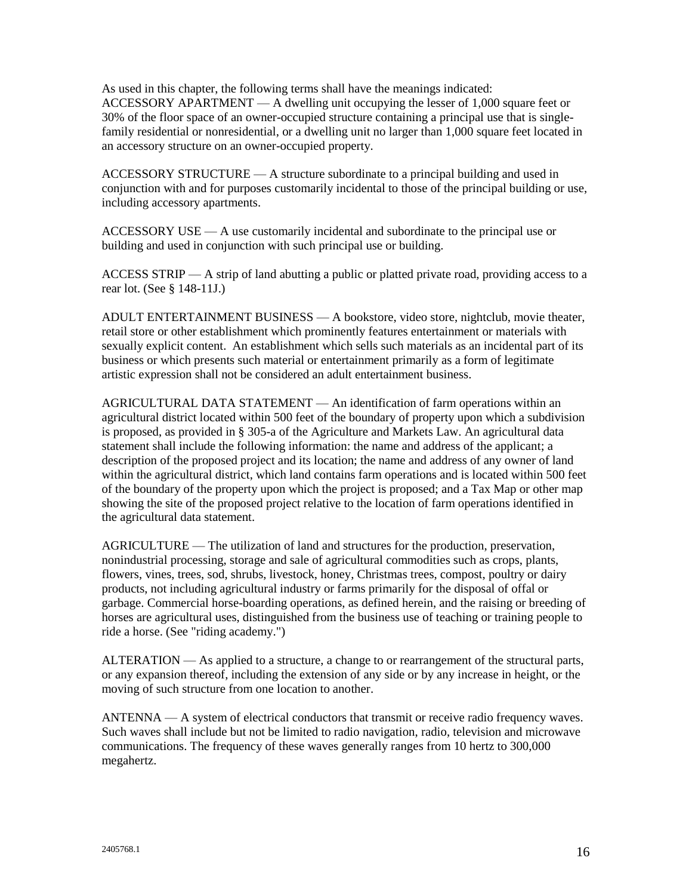As used in this chapter, the following terms shall have the meanings indicated:

ACCESSORY APARTMENT — A dwelling unit occupying the lesser of 1,000 square feet or 30% of the floor space of an owner-occupied structure containing a principal use that is single-family residential or nonresidential, or a dwelling unit no larger than 1,000 square feet located in an accessory structure on an owner-occupied property.

ACCESSORY STRUCTURE — A structure subordinate to a principal building and used in conjunction with and for purposes customarily incidental to those of the principal building or use, including accessory apartments.

ACCESSORY USE — A use customarily incidental and subordinate to the principal use or building and used in conjunction with such principal use or building.

ACCESS STRIP — A strip of land abutting a public or platted private road, providing access to a rear lot. (See § 148-11J.)

ADULT ENTERTAINMENT BUSINESS — A bookstore, video store, nightclub, movie theater, retail store or other establishment which prominently features entertainment or materials with sexually explicit content. An establishment which sells such materials as an incidental part of its business or which presents such material or entertainment primarily as a form of legitimate artistic expression shall not be considered an adult entertainment business.

AGRICULTURAL DATA STATEMENT — An identification of farm operations within an agricultural district located within 500 feet of the boundary of property upon which a subdivision is proposed, as provided in § 305-a of the Agriculture and Markets Law. An agricultural data statement shall include the following information: the name and address of the applicant; a description of the proposed project and its location; the name and address of any owner of land within the agricultural district, which land contains farm operations and is located within 500 feet of the boundary of the property upon which the project is proposed; and a Tax Map or other map showing the site of the proposed project relative to the location of farm operations identified in the agricultural data statement.

AGRICULTURE — The utilization of land and structures for the production, preservation, nonindustrial processing, storage and sale of agricultural commodities such as crops, plants, flowers, vines, trees, sod, shrubs, livestock, honey, Christmas trees, compost, poultry or dairy products, not including agricultural industry or farms primarily for the disposal of offal or garbage. Commercial horse-boarding operations, as defined herein, and the raising or breeding of horses are agricultural uses, distinguished from the business use of teaching or training people to ride a horse. (See "riding academy.")

ALTERATION — As applied to a structure, a change to or rearrangement of the structural parts, or any expansion thereof, including the extension of any side or by any increase in height, or the moving of such structure from one location to another.

ANTENNA — A system of electrical conductors that transmit or receive radio frequency waves. Such waves shall include but not be limited to radio navigation, radio, television and microwave communications. The frequency of these waves generally ranges from 10 hertz to 300,000 megahertz.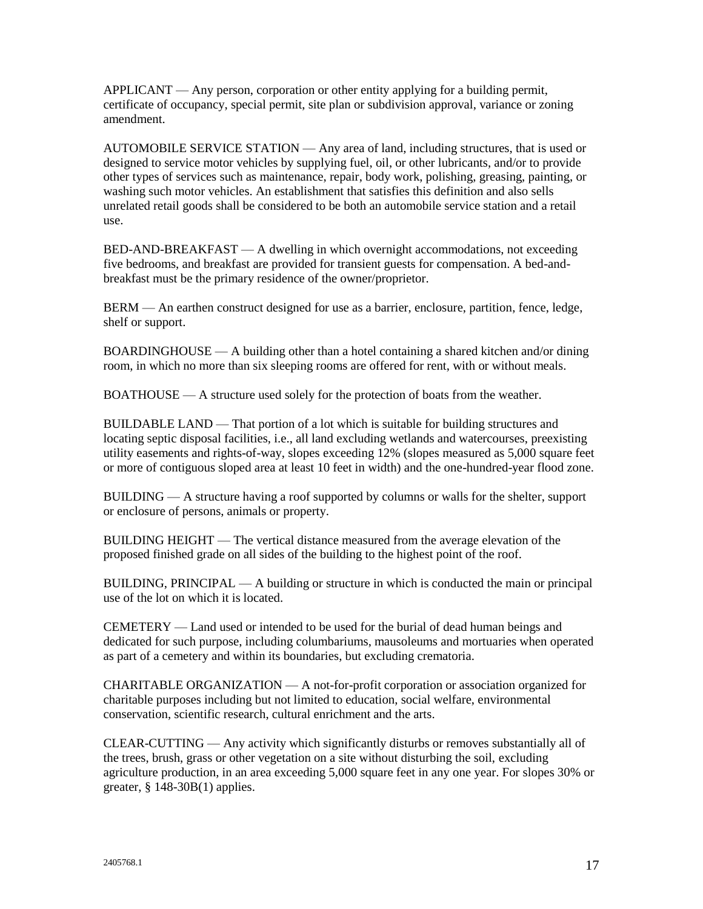APPLICANT — Any person, corporation or other entity applying for a building permit, certificate of occupancy, special permit, site plan or subdivision approval, variance or zoning amendment.

AUTOMOBILE SERVICE STATION — Any area of land, including structures, that is used or designed to service motor vehicles by supplying fuel, oil, or other lubricants, and/or to provide other types of services such as maintenance, repair, body work, polishing, greasing, painting, or washing such motor vehicles. An establishment that satisfies this definition and also sells unrelated retail goods shall be considered to be both an automobile service station and a retail use.

BED-AND-BREAKFAST — A dwelling in which overnight accommodations, not exceeding five bedrooms, and breakfast are provided for transient guests for compensation. A bed-and-breakfast must be the primary residence of the owner/proprietor.

BERM — An earthen construct designed for use as a barrier, enclosure, partition, fence, ledge, shelf or support.

BOARDINGHOUSE — A building other than a hotel containing a shared kitchen and/or dining room, in which no more than six sleeping rooms are offered for rent, with or without meals.

BOATHOUSE — A structure used solely for the protection of boats from the weather.

BUILDABLE LAND — That portion of a lot which is suitable for building structures and locating septic disposal facilities, i.e., all land excluding wetlands and watercourses, preexisting utility easements and rights-of-way, slopes exceeding 12% (slopes measured as 5,000 square feet or more of contiguous sloped area at least 10 feet in width) and the one-hundred-year flood zone.

BUILDING — A structure having a roof supported by columns or walls for the shelter, support or enclosure of persons, animals or property.

BUILDING HEIGHT — The vertical distance measured from the average elevation of the proposed finished grade on all sides of the building to the highest point of the roof.

BUILDING, PRINCIPAL — A building or structure in which is conducted the main or principal use of the lot on which it is located.

CEMETERY — Land used or intended to be used for the burial of dead human beings and dedicated for such purpose, including columbariums, mausoleums and mortuaries when operated as part of a cemetery and within its boundaries, but excluding crematoria.

CHARITABLE ORGANIZATION — A not-for-profit corporation or association organized for charitable purposes including but not limited to education, social welfare, environmental conservation, scientific research, cultural enrichment and the arts.

CLEAR-CUTTING — Any activity which significantly disturbs or removes substantially all of the trees, brush, grass or other vegetation on a site without disturbing the soil, excluding agriculture production, in an area exceeding 5,000 square feet in any one year. For slopes 30% or greater, § 148-30B(1) applies.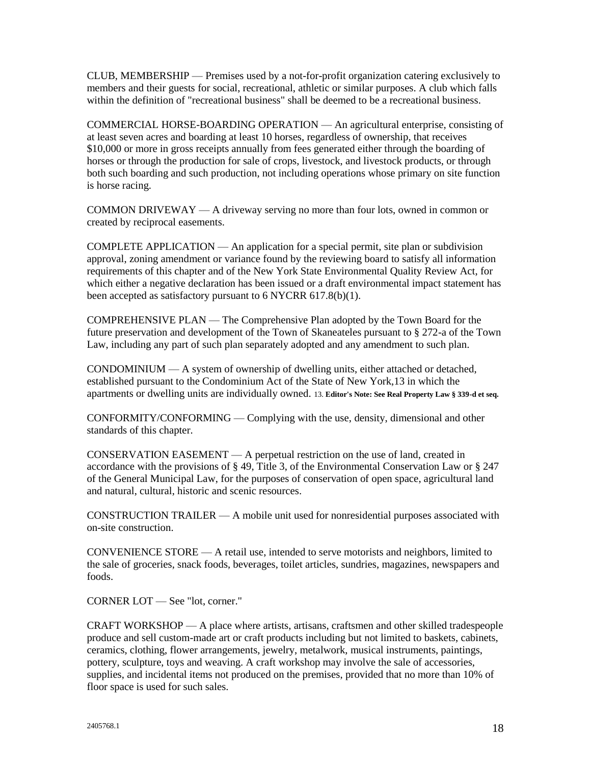CLUB, MEMBERSHIP — Premises used by a not-for-profit organization catering exclusively to members and their guests for social, recreational, athletic or similar purposes. A club which falls within the definition of "recreational business" shall be deemed to be a recreational business.

COMMERCIAL HORSE-BOARDING OPERATION — An agricultural enterprise, consisting of at least seven acres and boarding at least 10 horses, regardless of ownership, that receives $10,000 or more in gross receipts annually from fees generated either through the boarding of horses or through the production for sale of crops, livestock, and livestock products, or through both such boarding and such production, not including operations whose primary on site function is horse racing.

COMMON DRIVEWAY — A driveway serving no more than four lots, owned in common or created by reciprocal easements.

COMPLETE APPLICATION — An application for a special permit, site plan or subdivision approval, zoning amendment or variance found by the reviewing board to satisfy all information requirements of this chapter and of the New York State Environmental Quality Review Act, for which either a negative declaration has been issued or a draft environmental impact statement has been accepted as satisfactory pursuant to 6 NYCRR 617.8(b)(1).

COMPREHENSIVE PLAN — The Comprehensive Plan adopted by the Town Board for the future preservation and development of the Town of Skaneateles pursuant to § 272-a of the Town Law, including any part of such plan separately adopted and any amendment to such plan.

CONDOMINIUM — A system of ownership of dwelling units, either attached or detached, established pursuant to the Condominium Act of the State of New York,[13] in which the apartments or dwelling units are individually owned. 13. **Editor's Note: See Real Property Law § 339-d et seq.**

CONFORMITY/CONFORMING — Complying with the use, density, dimensional and other standards of this chapter.

CONSERVATION EASEMENT — A perpetual restriction on the use of land, created in accordance with the provisions of § 49, Title 3, of the Environmental Conservation Law or § 247 of the General Municipal Law, for the purposes of conservation of open space, agricultural land and natural, cultural, historic and scenic resources.

CONSTRUCTION TRAILER — A mobile unit used for nonresidential purposes associated with on-site construction.

CONVENIENCE STORE — A retail use, intended to serve motorists and neighbors, limited to the sale of groceries, snack foods, beverages, toilet articles, sundries, magazines, newspapers and foods.

CORNER LOT — See "lot, corner."

CRAFT WORKSHOP — A place where artists, artisans, craftsmen and other skilled tradespeople produce and sell custom-made art or craft products including but not limited to baskets, cabinets, ceramics, clothing, flower arrangements, jewelry, metalwork, musical instruments, paintings, pottery, sculpture, toys and weaving. A craft workshop may involve the sale of accessories, supplies, and incidental items not produced on the premises, provided that no more than 10% of floor space is used for such sales.

2405768.1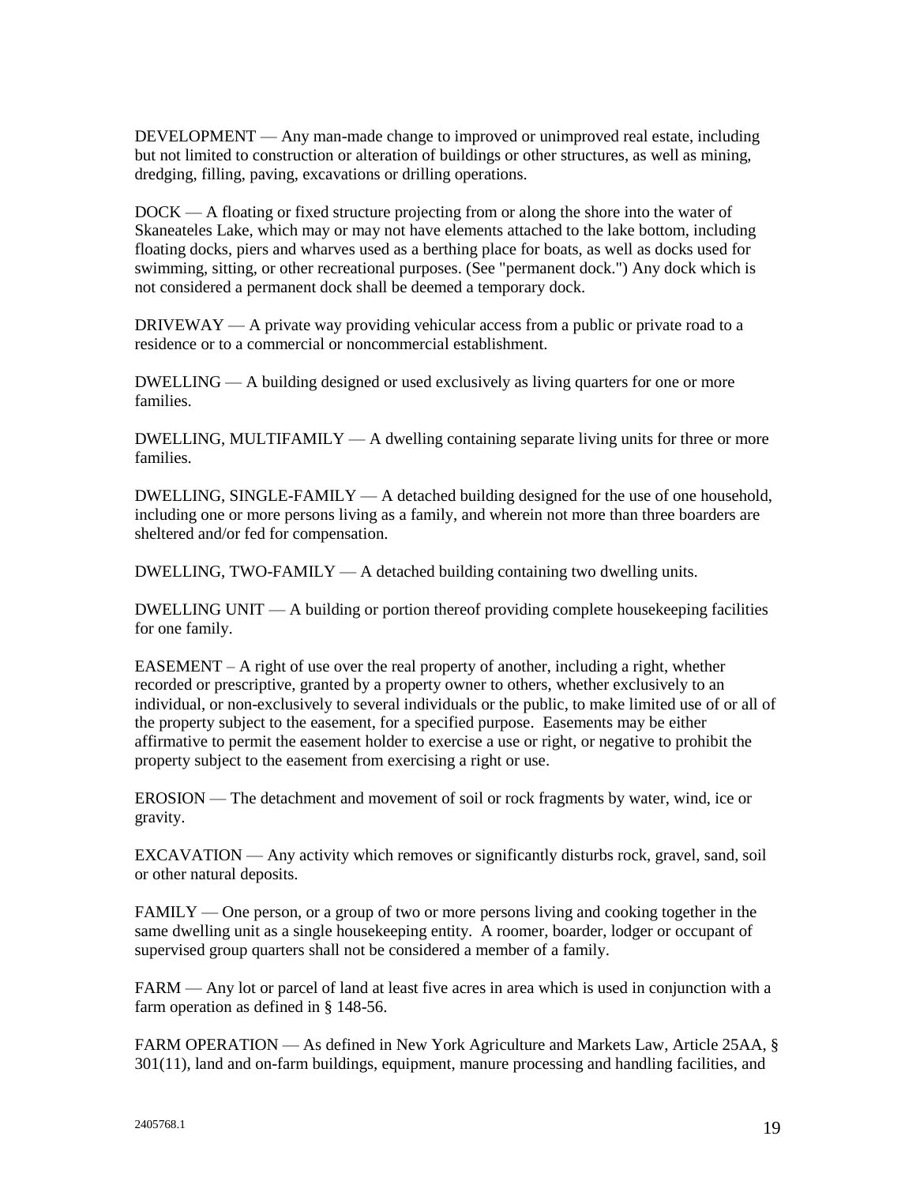DEVELOPMENT — Any man-made change to improved or unimproved real estate, including but not limited to construction or alteration of buildings or other structures, as well as mining, dredging, filling, paving, excavations or drilling operations.

DOCK — A floating or fixed structure projecting from or along the shore into the water of Skaneateles Lake, which may or may not have elements attached to the lake bottom, including floating docks, piers and wharves used as a berthing place for boats, as well as docks used for swimming, sitting, or other recreational purposes. (See "permanent dock.") Any dock which is not considered a permanent dock shall be deemed a temporary dock.

DRIVEWAY — A private way providing vehicular access from a public or private road to a residence or to a commercial or noncommercial establishment.

DWELLING — A building designed or used exclusively as living quarters for one or more families.

DWELLING, MULTIFAMILY — A dwelling containing separate living units for three or more families.

DWELLING, SINGLE-FAMILY — A detached building designed for the use of one household, including one or more persons living as a family, and wherein not more than three boarders are sheltered and/or fed for compensation.

DWELLING, TWO-FAMILY — A detached building containing two dwelling units.

DWELLING UNIT — A building or portion thereof providing complete housekeeping facilities for one family.

EASEMENT – A right of use over the real property of another, including a right, whether recorded or prescriptive, granted by a property owner to others, whether exclusively to an individual, or non-exclusively to several individuals or the public, to make limited use of or all of the property subject to the easement, for a specified purpose. Easements may be either affirmative to permit the easement holder to exercise a use or right, or negative to prohibit the property subject to the easement from exercising a right or use.

EROSION — The detachment and movement of soil or rock fragments by water, wind, ice or gravity.

EXCAVATION — Any activity which removes or significantly disturbs rock, gravel, sand, soil or other natural deposits.

FAMILY — One person, or a group of two or more persons living and cooking together in the same dwelling unit as a single housekeeping entity. A roomer, boarder, lodger or occupant of supervised group quarters shall not be considered a member of a family.

FARM — Any lot or parcel of land at least five acres in area which is used in conjunction with a farm operation as defined in § 148-56.

FARM OPERATION — As defined in New York Agriculture and Markets Law, Article 25AA, § 301(11), land and on-farm buildings, equipment, manure processing and handling facilities, and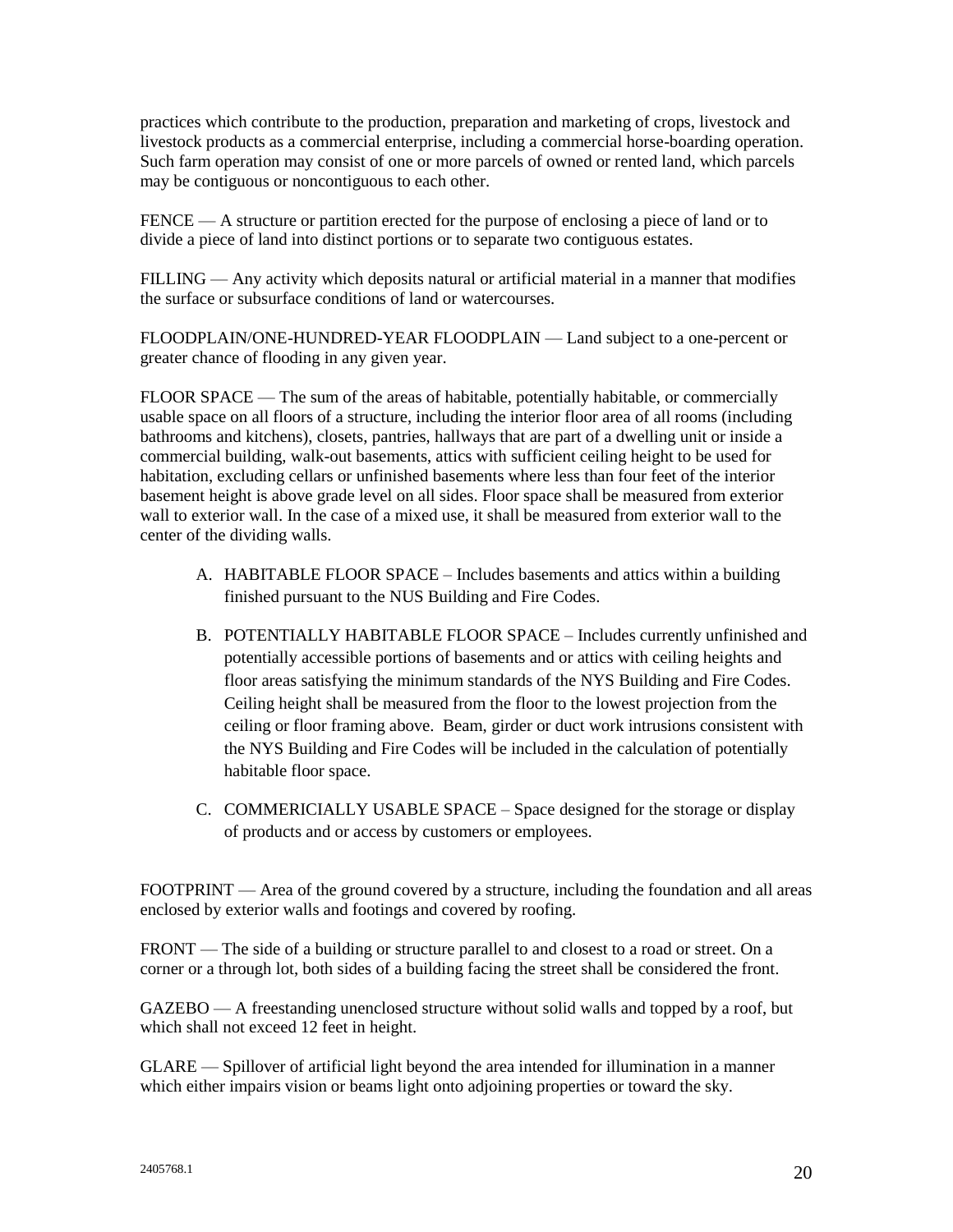practices which contribute to the production, preparation and marketing of crops, livestock and livestock products as a commercial enterprise, including a commercial horse-boarding operation. Such farm operation may consist of one or more parcels of owned or rented land, which parcels may be contiguous or noncontiguous to each other.

FENCE — A structure or partition erected for the purpose of enclosing a piece of land or to divide a piece of land into distinct portions or to separate two contiguous estates.

FILLING — Any activity which deposits natural or artificial material in a manner that modifies the surface or subsurface conditions of land or watercourses.

FLOODPLAIN/ONE-HUNDRED-YEAR FLOODPLAIN — Land subject to a one-percent or greater chance of flooding in any given year.

FLOOR SPACE — The sum of the areas of habitable, potentially habitable, or commercially usable space on all floors of a structure, including the interior floor area of all rooms (including bathrooms and kitchens), closets, pantries, hallways that are part of a dwelling unit or inside a commercial building, walk-out basements, attics with sufficient ceiling height to be used for habitation, excluding cellars or unfinished basements where less than four feet of the interior basement height is above grade level on all sides. Floor space shall be measured from exterior wall to exterior wall. In the case of a mixed use, it shall be measured from exterior wall to the center of the dividing walls.

A. HABITABLE FLOOR SPACE – Includes basements and attics within a building finished pursuant to the NUS Building and Fire Codes.

B. POTENTIALLY HABITABLE FLOOR SPACE – Includes currently unfinished and potentially accessible portions of basements and or attics with ceiling heights and floor areas satisfying the minimum standards of the NYS Building and Fire Codes. Ceiling height shall be measured from the floor to the lowest projection from the ceiling or floor framing above. Beam, girder or duct work intrusions consistent with the NYS Building and Fire Codes will be included in the calculation of potentially habitable floor space.

C. COMMERICIALLY USABLE SPACE – Space designed for the storage or display of products and or access by customers or employees.

FOOTPRINT — Area of the ground covered by a structure, including the foundation and all areas enclosed by exterior walls and footings and covered by roofing.

FRONT — The side of a building or structure parallel to and closest to a road or street. On a corner or a through lot, both sides of a building facing the street shall be considered the front.

GAZEBO — A freestanding unenclosed structure without solid walls and topped by a roof, but which shall not exceed 12 feet in height.

GLARE — Spillover of artificial light beyond the area intended for illumination in a manner which either impairs vision or beams light onto adjoining properties or toward the sky.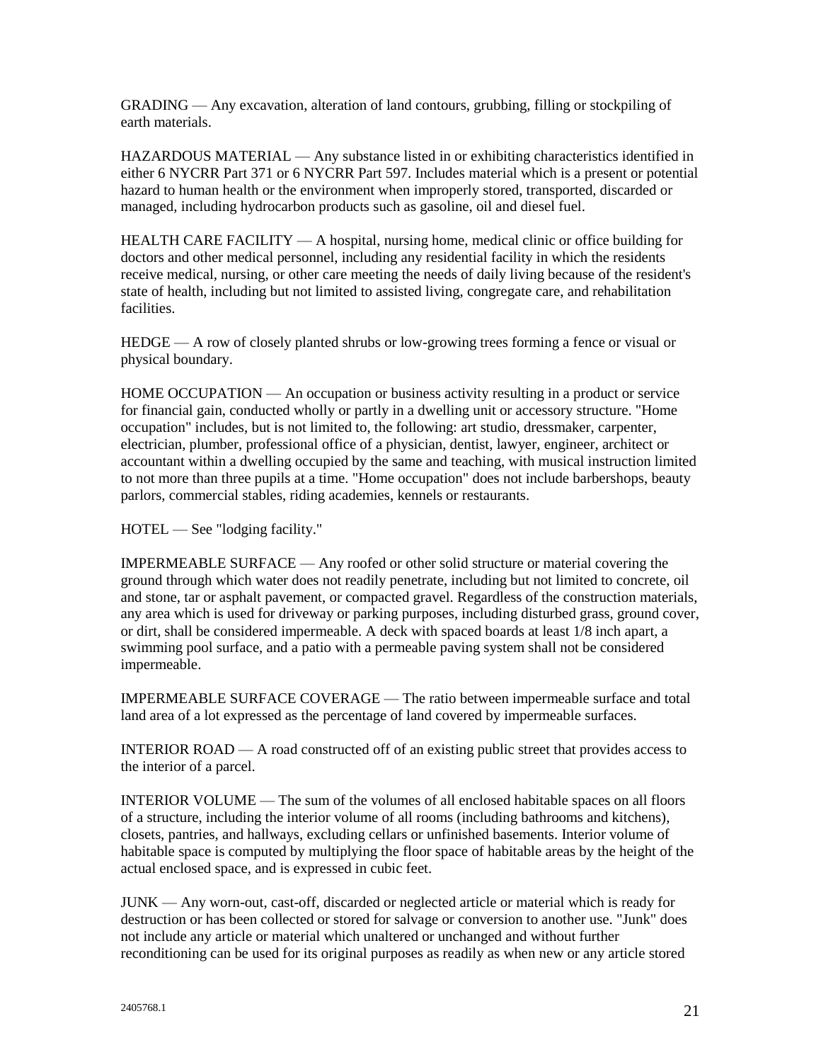GRADING — Any excavation, alteration of land contours, grubbing, filling or stockpiling of earth materials.

HAZARDOUS MATERIAL — Any substance listed in or exhibiting characteristics identified in either 6 NYCRR Part 371 or 6 NYCRR Part 597. Includes material which is a present or potential hazard to human health or the environment when improperly stored, transported, discarded or managed, including hydrocarbon products such as gasoline, oil and diesel fuel.

HEALTH CARE FACILITY — A hospital, nursing home, medical clinic or office building for doctors and other medical personnel, including any residential facility in which the residents receive medical, nursing, or other care meeting the needs of daily living because of the resident's state of health, including but not limited to assisted living, congregate care, and rehabilitation facilities.

HEDGE — A row of closely planted shrubs or low-growing trees forming a fence or visual or physical boundary.

HOME OCCUPATION — An occupation or business activity resulting in a product or service for financial gain, conducted wholly or partly in a dwelling unit or accessory structure. "Home occupation" includes, but is not limited to, the following: art studio, dressmaker, carpenter, electrician, plumber, professional office of a physician, dentist, lawyer, engineer, architect or accountant within a dwelling occupied by the same and teaching, with musical instruction limited to not more than three pupils at a time. "Home occupation" does not include barbershops, beauty parlors, commercial stables, riding academies, kennels or restaurants.

HOTEL — See "lodging facility."

IMPERMEABLE SURFACE — Any roofed or other solid structure or material covering the ground through which water does not readily penetrate, including but not limited to concrete, oil and stone, tar or asphalt pavement, or compacted gravel. Regardless of the construction materials, any area which is used for driveway or parking purposes, including disturbed grass, ground cover, or dirt, shall be considered impermeable. A deck with spaced boards at least 1/8 inch apart, a swimming pool surface, and a patio with a permeable paving system shall not be considered impermeable.

IMPERMEABLE SURFACE COVERAGE — The ratio between impermeable surface and total land area of a lot expressed as the percentage of land covered by impermeable surfaces.

INTERIOR ROAD — A road constructed off of an existing public street that provides access to the interior of a parcel.

INTERIOR VOLUME — The sum of the volumes of all enclosed habitable spaces on all floors of a structure, including the interior volume of all rooms (including bathrooms and kitchens), closets, pantries, and hallways, excluding cellars or unfinished basements. Interior volume of habitable space is computed by multiplying the floor space of habitable areas by the height of the actual enclosed space, and is expressed in cubic feet.

JUNK — Any worn-out, cast-off, discarded or neglected article or material which is ready for destruction or has been collected or stored for salvage or conversion to another use. "Junk" does not include any article or material which unaltered or unchanged and without further reconditioning can be used for its original purposes as readily as when new or any article stored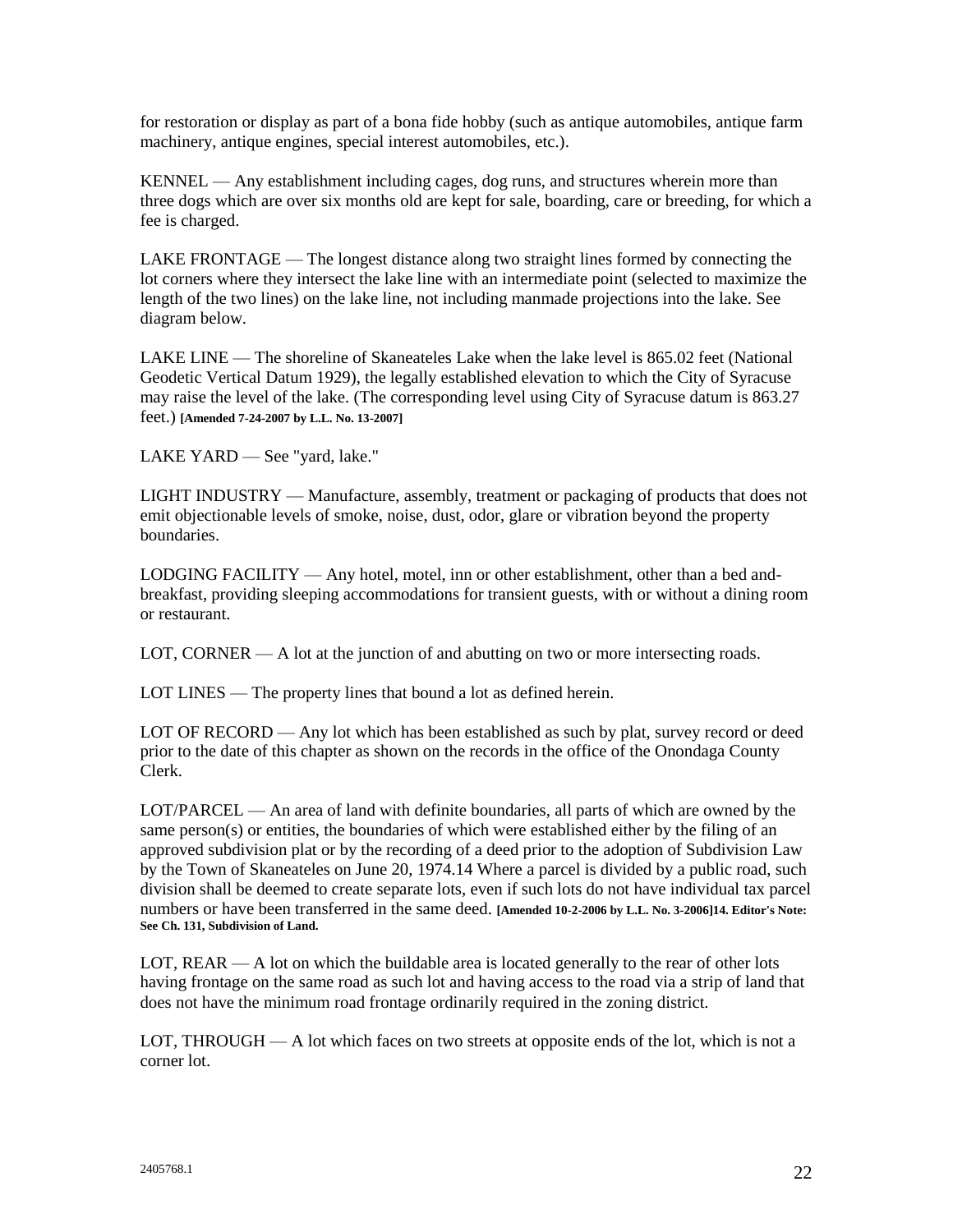for restoration or display as part of a bona fide hobby (such as antique automobiles, antique farm machinery, antique engines, special interest automobiles, etc.).

KENNEL — Any establishment including cages, dog runs, and structures wherein more than three dogs which are over six months old are kept for sale, boarding, care or breeding, for which a fee is charged.

LAKE FRONTAGE — The longest distance along two straight lines formed by connecting the lot corners where they intersect the lake line with an intermediate point (selected to maximize the length of the two lines) on the lake line, not including manmade projections into the lake. See diagram below.

LAKE LINE — The shoreline of Skaneateles Lake when the lake level is 865.02 feet (National Geodetic Vertical Datum 1929), the legally established elevation to which the City of Syracuse may raise the level of the lake. (The corresponding level using City of Syracuse datum is 863.27 feet.) **[Amended 7-24-2007 by L.L. No. 13-2007]**

LAKE YARD — See "yard, lake."

LIGHT INDUSTRY — Manufacture, assembly, treatment or packaging of products that does not emit objectionable levels of smoke, noise, dust, odor, glare or vibration beyond the property boundaries.

LODGING FACILITY — Any hotel, motel, inn or other establishment, other than a bed and-breakfast, providing sleeping accommodations for transient guests, with or without a dining room or restaurant.

LOT, CORNER — A lot at the junction of and abutting on two or more intersecting roads.

LOT LINES — The property lines that bound a lot as defined herein.

LOT OF RECORD — Any lot which has been established as such by plat, survey record or deed prior to the date of this chapter as shown on the records in the office of the Onondaga County Clerk.

LOT/PARCEL — An area of land with definite boundaries, all parts of which are owned by the same person(s) or entities, the boundaries of which were established either by the filing of an approved subdivision plat or by the recording of a deed prior to the adoption of Subdivision Law by the Town of Skaneateles on June 20, 1974.14 Where a parcel is divided by a public road, such division shall be deemed to create separate lots, even if such lots do not have individual tax parcel numbers or have been transferred in the same deed. **[Amended 10-2-2006 by L.L. No. 3-2006]14. Editor's Note: See Ch. 131, Subdivision of Land.**

LOT, REAR — A lot on which the buildable area is located generally to the rear of other lots having frontage on the same road as such lot and having access to the road via a strip of land that does not have the minimum road frontage ordinarily required in the zoning district.

LOT, THROUGH — A lot which faces on two streets at opposite ends of the lot, which is not a corner lot.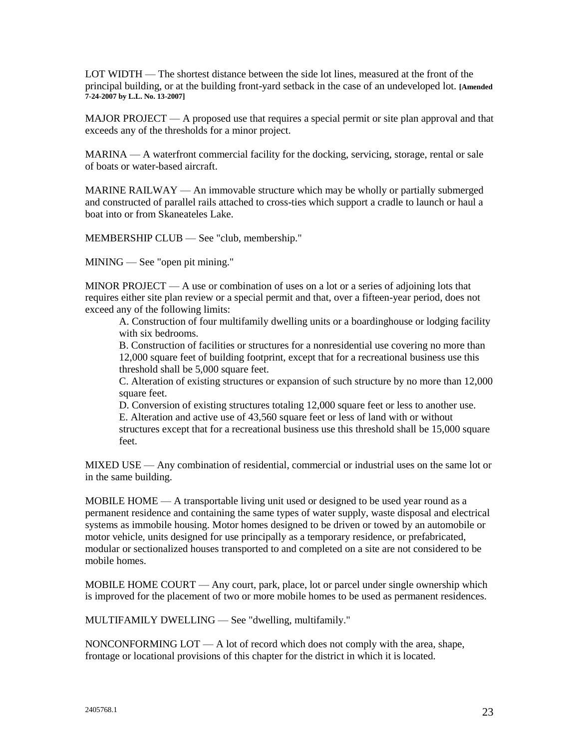LOT WIDTH — The shortest distance between the side lot lines, measured at the front of the principal building, or at the building front-yard setback in the case of an undeveloped lot. **[Amended 7-24-2007 by L.L. No. 13-2007]**

MAJOR PROJECT — A proposed use that requires a special permit or site plan approval and that exceeds any of the thresholds for a minor project.

MARINA — A waterfront commercial facility for the docking, servicing, storage, rental or sale of boats or water-based aircraft.

MARINE RAILWAY — An immovable structure which may be wholly or partially submerged and constructed of parallel rails attached to cross-ties which support a cradle to launch or haul a boat into or from Skaneateles Lake.

MEMBERSHIP CLUB — See "club, membership."

MINING — See "open pit mining."

MINOR PROJECT — A use or combination of uses on a lot or a series of adjoining lots that requires either site plan review or a special permit and that, over a fifteen-year period, does not exceed any of the following limits:

A. Construction of four multifamily dwelling units or a boardinghouse or lodging facility with six bedrooms.

B. Construction of facilities or structures for a nonresidential use covering no more than 12,000 square feet of building footprint, except that for a recreational business use this threshold shall be 5,000 square feet.

C. Alteration of existing structures or expansion of such structure by no more than 12,000 square feet.

D. Conversion of existing structures totaling 12,000 square feet or less to another use.

E. Alteration and active use of 43,560 square feet or less of land with or without structures except that for a recreational business use this threshold shall be 15,000 square feet.

MIXED USE — Any combination of residential, commercial or industrial uses on the same lot or in the same building.

MOBILE HOME — A transportable living unit used or designed to be used year round as a permanent residence and containing the same types of water supply, waste disposal and electrical systems as immobile housing. Motor homes designed to be driven or towed by an automobile or motor vehicle, units designed for use principally as a temporary residence, or prefabricated, modular or sectionalized houses transported to and completed on a site are not considered to be mobile homes.

MOBILE HOME COURT — Any court, park, place, lot or parcel under single ownership which is improved for the placement of two or more mobile homes to be used as permanent residences.

MULTIFAMILY DWELLING — See "dwelling, multifamily."

NONCONFORMING LOT — A lot of record which does not comply with the area, shape, frontage or locational provisions of this chapter for the district in which it is located.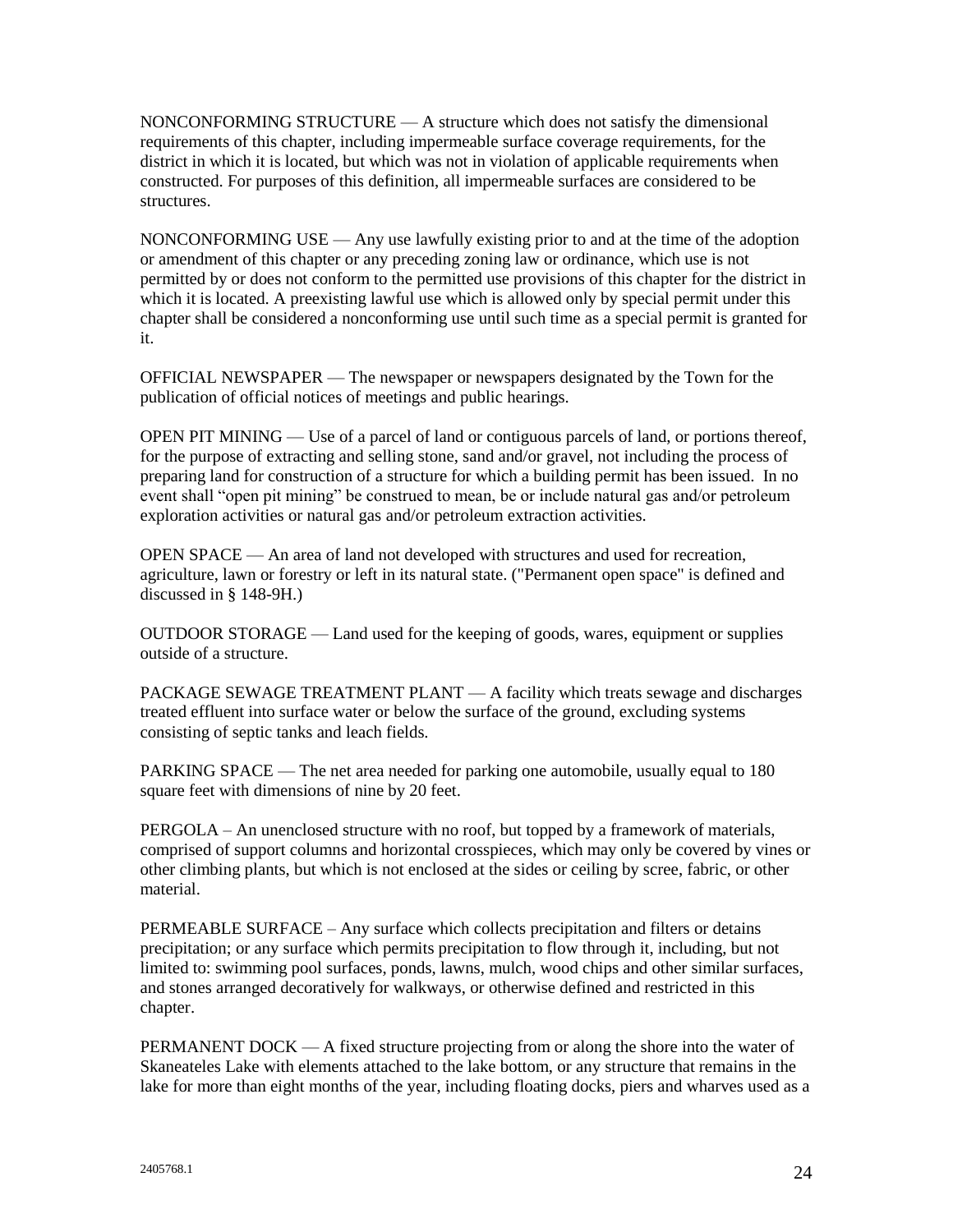NONCONFORMING STRUCTURE — A structure which does not satisfy the dimensional requirements of this chapter, including impermeable surface coverage requirements, for the district in which it is located, but which was not in violation of applicable requirements when constructed. For purposes of this definition, all impermeable surfaces are considered to be structures.

NONCONFORMING USE — Any use lawfully existing prior to and at the time of the adoption or amendment of this chapter or any preceding zoning law or ordinance, which use is not permitted by or does not conform to the permitted use provisions of this chapter for the district in which it is located. A preexisting lawful use which is allowed only by special permit under this chapter shall be considered a nonconforming use until such time as a special permit is granted for it.

OFFICIAL NEWSPAPER — The newspaper or newspapers designated by the Town for the publication of official notices of meetings and public hearings.

OPEN PIT MINING — Use of a parcel of land or contiguous parcels of land, or portions thereof, for the purpose of extracting and selling stone, sand and/or gravel, not including the process of preparing land for construction of a structure for which a building permit has been issued. In no event shall "open pit mining" be construed to mean, be or include natural gas and/or petroleum exploration activities or natural gas and/or petroleum extraction activities.

OPEN SPACE — An area of land not developed with structures and used for recreation, agriculture, lawn or forestry or left in its natural state. ("Permanent open space" is defined and discussed in § 148-9H.)

OUTDOOR STORAGE — Land used for the keeping of goods, wares, equipment or supplies outside of a structure.

PACKAGE SEWAGE TREATMENT PLANT — A facility which treats sewage and discharges treated effluent into surface water or below the surface of the ground, excluding systems consisting of septic tanks and leach fields.

PARKING SPACE — The net area needed for parking one automobile, usually equal to 180 square feet with dimensions of nine by 20 feet.

PERGOLA – An unenclosed structure with no roof, but topped by a framework of materials, comprised of support columns and horizontal crosspieces, which may only be covered by vines or other climbing plants, but which is not enclosed at the sides or ceiling by scree, fabric, or other material.

PERMEABLE SURFACE – Any surface which collects precipitation and filters or detains precipitation; or any surface which permits precipitation to flow through it, including, but not limited to: swimming pool surfaces, ponds, lawns, mulch, wood chips and other similar surfaces, and stones arranged decoratively for walkways, or otherwise defined and restricted in this chapter.

PERMANENT DOCK — A fixed structure projecting from or along the shore into the water of Skaneateles Lake with elements attached to the lake bottom, or any structure that remains in the lake for more than eight months of the year, including floating docks, piers and wharves used as a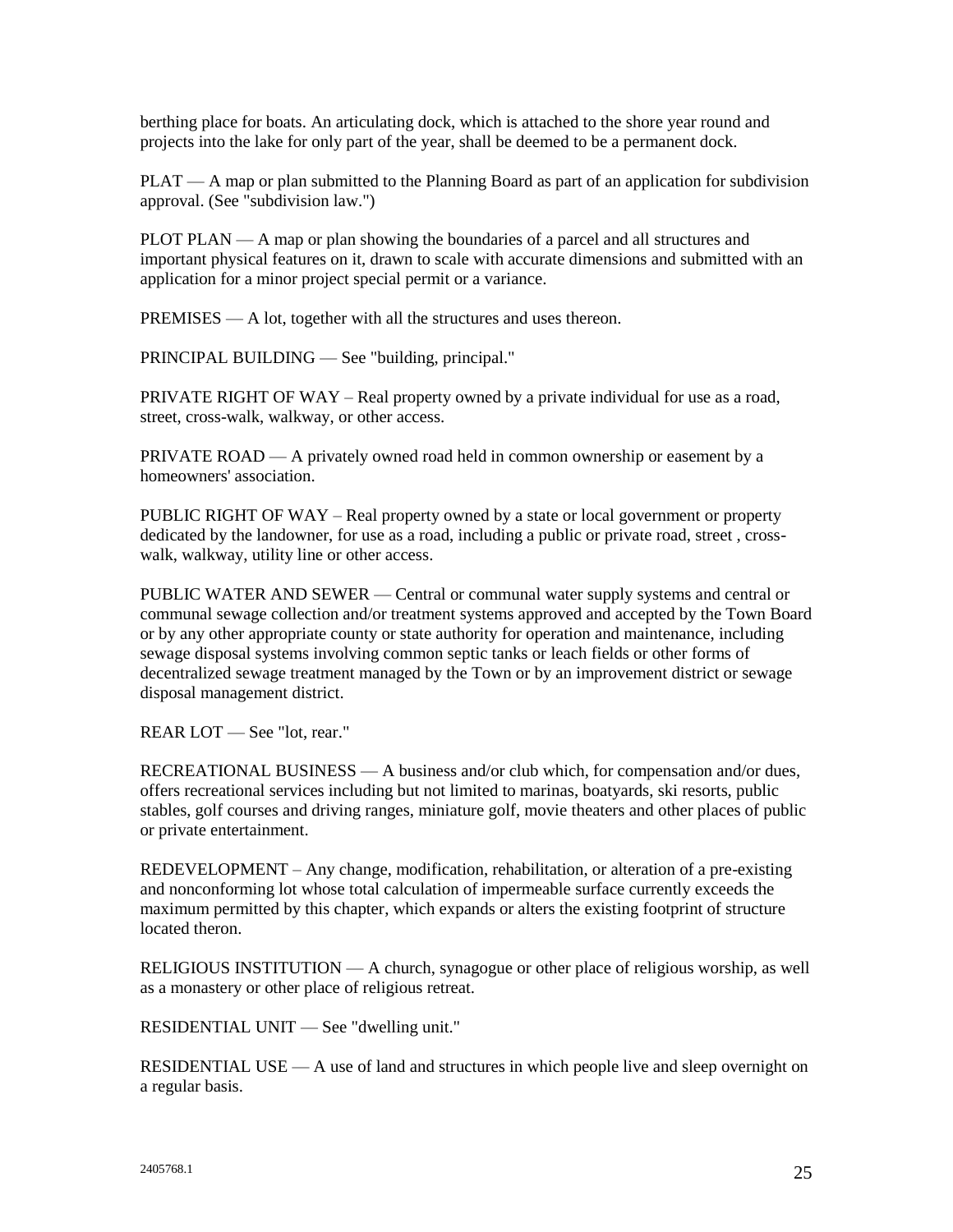berthing place for boats. An articulating dock, which is attached to the shore year round and projects into the lake for only part of the year, shall be deemed to be a permanent dock.

PLAT — A map or plan submitted to the Planning Board as part of an application for subdivision approval. (See "subdivision law.")

PLOT PLAN — A map or plan showing the boundaries of a parcel and all structures and important physical features on it, drawn to scale with accurate dimensions and submitted with an application for a minor project special permit or a variance.

PREMISES — A lot, together with all the structures and uses thereon.

PRINCIPAL BUILDING — See "building, principal."

PRIVATE RIGHT OF WAY – Real property owned by a private individual for use as a road, street, cross-walk, walkway, or other access.

PRIVATE ROAD — A privately owned road held in common ownership or easement by a homeowners' association.

PUBLIC RIGHT OF WAY – Real property owned by a state or local government or property dedicated by the landowner, for use as a road, including a public or private road, street , cross-walk, walkway, utility line or other access.

PUBLIC WATER AND SEWER — Central or communal water supply systems and central or communal sewage collection and/or treatment systems approved and accepted by the Town Board or by any other appropriate county or state authority for operation and maintenance, including sewage disposal systems involving common septic tanks or leach fields or other forms of decentralized sewage treatment managed by the Town or by an improvement district or sewage disposal management district.

REAR LOT — See "lot, rear."

RECREATIONAL BUSINESS — A business and/or club which, for compensation and/or dues, offers recreational services including but not limited to marinas, boatyards, ski resorts, public stables, golf courses and driving ranges, miniature golf, movie theaters and other places of public or private entertainment.

REDEVELOPMENT – Any change, modification, rehabilitation, or alteration of a pre-existing and nonconforming lot whose total calculation of impermeable surface currently exceeds the maximum permitted by this chapter, which expands or alters the existing footprint of structure located theron.

RELIGIOUS INSTITUTION — A church, synagogue or other place of religious worship, as well as a monastery or other place of religious retreat.

RESIDENTIAL UNIT — See "dwelling unit."

RESIDENTIAL USE — A use of land and structures in which people live and sleep overnight on a regular basis.

2405768.1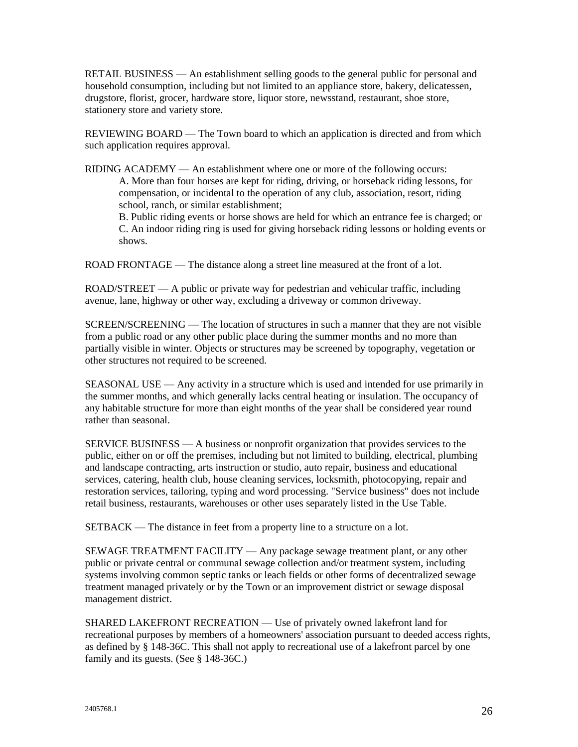RETAIL BUSINESS — An establishment selling goods to the general public for personal and household consumption, including but not limited to an appliance store, bakery, delicatessen, drugstore, florist, grocer, hardware store, liquor store, newsstand, restaurant, shoe store, stationery store and variety store.

REVIEWING BOARD — The Town board to which an application is directed and from which such application requires approval.

RIDING ACADEMY — An establishment where one or more of the following occurs:

A. More than four horses are kept for riding, driving, or horseback riding lessons, for compensation, or incidental to the operation of any club, association, resort, riding school, ranch, or similar establishment;

B. Public riding events or horse shows are held for which an entrance fee is charged; or

C. An indoor riding ring is used for giving horseback riding lessons or holding events or shows.

ROAD FRONTAGE — The distance along a street line measured at the front of a lot.

ROAD/STREET — A public or private way for pedestrian and vehicular traffic, including avenue, lane, highway or other way, excluding a driveway or common driveway.

SCREEN/SCREENING — The location of structures in such a manner that they are not visible from a public road or any other public place during the summer months and no more than partially visible in winter. Objects or structures may be screened by topography, vegetation or other structures not required to be screened.

SEASONAL USE — Any activity in a structure which is used and intended for use primarily in the summer months, and which generally lacks central heating or insulation. The occupancy of any habitable structure for more than eight months of the year shall be considered year round rather than seasonal.

SERVICE BUSINESS — A business or nonprofit organization that provides services to the public, either on or off the premises, including but not limited to building, electrical, plumbing and landscape contracting, arts instruction or studio, auto repair, business and educational services, catering, health club, house cleaning services, locksmith, photocopying, repair and restoration services, tailoring, typing and word processing. "Service business" does not include retail business, restaurants, warehouses or other uses separately listed in the Use Table.

SETBACK — The distance in feet from a property line to a structure on a lot.

SEWAGE TREATMENT FACILITY — Any package sewage treatment plant, or any other public or private central or communal sewage collection and/or treatment system, including systems involving common septic tanks or leach fields or other forms of decentralized sewage treatment managed privately or by the Town or an improvement district or sewage disposal management district.

SHARED LAKEFRONT RECREATION — Use of privately owned lakefront land for recreational purposes by members of a homeowners' association pursuant to deeded access rights, as defined by § 148-36C. This shall not apply to recreational use of a lakefront parcel by one family and its guests. (See § 148-36C.)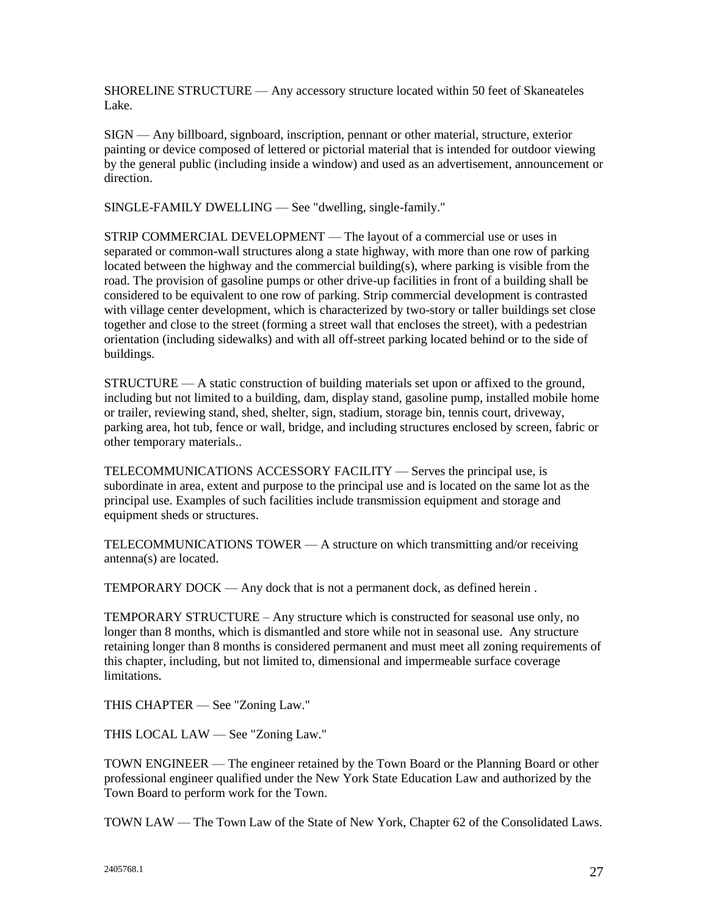SHORELINE STRUCTURE — Any accessory structure located within 50 feet of Skaneateles Lake.

SIGN — Any billboard, signboard, inscription, pennant or other material, structure, exterior painting or device composed of lettered or pictorial material that is intended for outdoor viewing by the general public (including inside a window) and used as an advertisement, announcement or direction.

SINGLE-FAMILY DWELLING — See "dwelling, single-family."

STRIP COMMERCIAL DEVELOPMENT — The layout of a commercial use or uses in separated or common-wall structures along a state highway, with more than one row of parking located between the highway and the commercial building(s), where parking is visible from the road. The provision of gasoline pumps or other drive-up facilities in front of a building shall be considered to be equivalent to one row of parking. Strip commercial development is contrasted with village center development, which is characterized by two-story or taller buildings set close together and close to the street (forming a street wall that encloses the street), with a pedestrian orientation (including sidewalks) and with all off-street parking located behind or to the side of buildings.

STRUCTURE — A static construction of building materials set upon or affixed to the ground, including but not limited to a building, dam, display stand, gasoline pump, installed mobile home or trailer, reviewing stand, shed, shelter, sign, stadium, storage bin, tennis court, driveway, parking area, hot tub, fence or wall, bridge, and including structures enclosed by screen, fabric or other temporary materials..

TELECOMMUNICATIONS ACCESSORY FACILITY — Serves the principal use, is subordinate in area, extent and purpose to the principal use and is located on the same lot as the principal use. Examples of such facilities include transmission equipment and storage and equipment sheds or structures.

TELECOMMUNICATIONS TOWER — A structure on which transmitting and/or receiving antenna(s) are located.

TEMPORARY DOCK — Any dock that is not a permanent dock, as defined herein .

TEMPORARY STRUCTURE – Any structure which is constructed for seasonal use only, no longer than 8 months, which is dismantled and store while not in seasonal use. Any structure retaining longer than 8 months is considered permanent and must meet all zoning requirements of this chapter, including, but not limited to, dimensional and impermeable surface coverage limitations.

THIS CHAPTER — See "Zoning Law."

THIS LOCAL LAW — See "Zoning Law."

TOWN ENGINEER — The engineer retained by the Town Board or the Planning Board or other professional engineer qualified under the New York State Education Law and authorized by the Town Board to perform work for the Town.

TOWN LAW — The Town Law of the State of New York, Chapter 62 of the Consolidated Laws.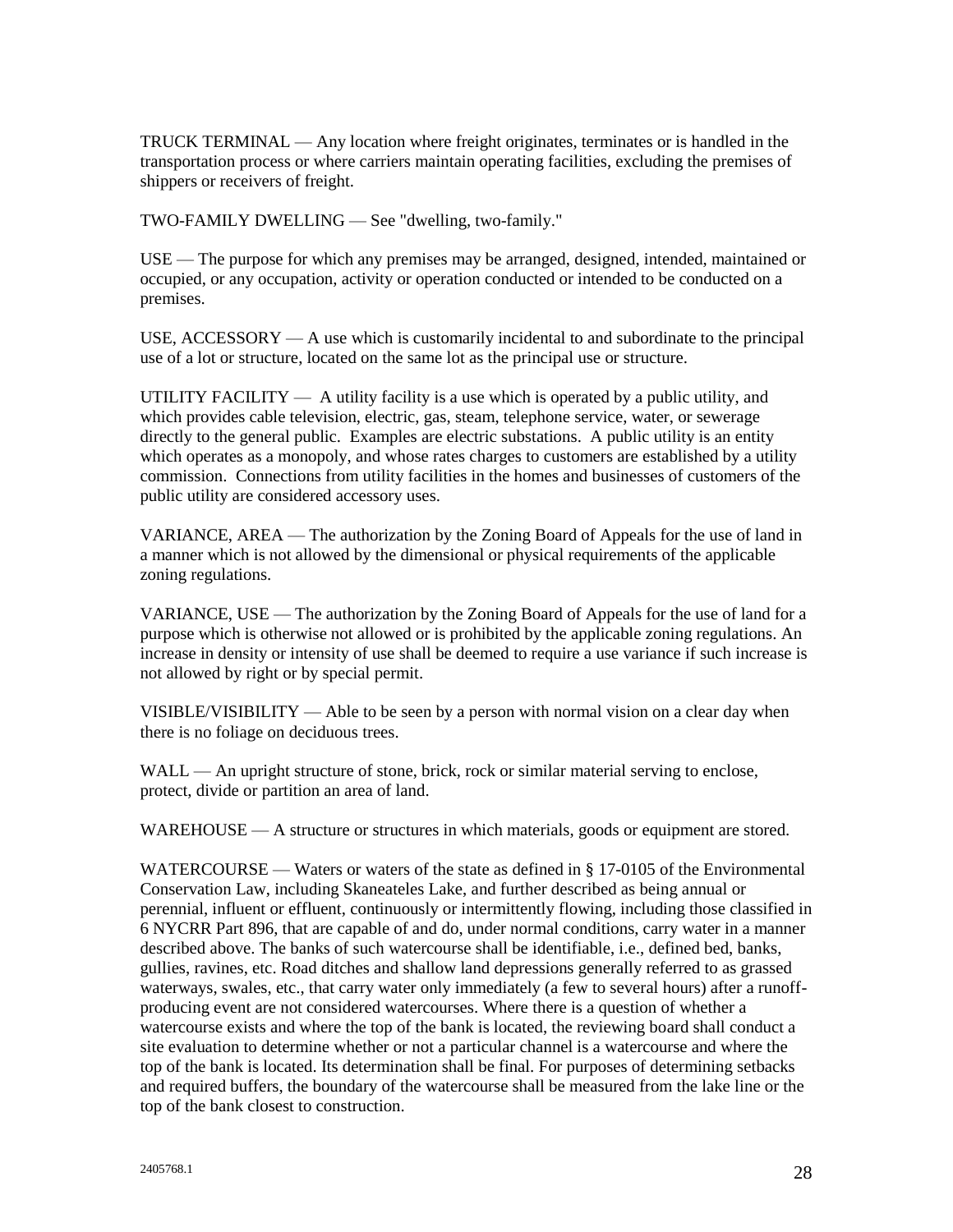TRUCK TERMINAL — Any location where freight originates, terminates or is handled in the transportation process or where carriers maintain operating facilities, excluding the premises of shippers or receivers of freight.

TWO-FAMILY DWELLING — See "dwelling, two-family."

USE — The purpose for which any premises may be arranged, designed, intended, maintained or occupied, or any occupation, activity or operation conducted or intended to be conducted on a premises.

USE, ACCESSORY — A use which is customarily incidental to and subordinate to the principal use of a lot or structure, located on the same lot as the principal use or structure.

UTILITY FACILITY — A utility facility is a use which is operated by a public utility, and which provides cable television, electric, gas, steam, telephone service, water, or sewerage directly to the general public. Examples are electric substations. A public utility is an entity which operates as a monopoly, and whose rates charges to customers are established by a utility commission. Connections from utility facilities in the homes and businesses of customers of the public utility are considered accessory uses.

VARIANCE, AREA — The authorization by the Zoning Board of Appeals for the use of land in a manner which is not allowed by the dimensional or physical requirements of the applicable zoning regulations.

VARIANCE, USE — The authorization by the Zoning Board of Appeals for the use of land for a purpose which is otherwise not allowed or is prohibited by the applicable zoning regulations. An increase in density or intensity of use shall be deemed to require a use variance if such increase is not allowed by right or by special permit.

VISIBLE/VISIBILITY — Able to be seen by a person with normal vision on a clear day when there is no foliage on deciduous trees.

WALL — An upright structure of stone, brick, rock or similar material serving to enclose, protect, divide or partition an area of land.

WAREHOUSE — A structure or structures in which materials, goods or equipment are stored.

WATERCOURSE — Waters or waters of the state as defined in § 17-0105 of the Environmental Conservation Law, including Skaneateles Lake, and further described as being annual or perennial, influent or effluent, continuously or intermittently flowing, including those classified in 6 NYCRR Part 896, that are capable of and do, under normal conditions, carry water in a manner described above. The banks of such watercourse shall be identifiable, i.e., defined bed, banks, gullies, ravines, etc. Road ditches and shallow land depressions generally referred to as grassed waterways, swales, etc., that carry water only immediately (a few to several hours) after a runoff-producing event are not considered watercourses. Where there is a question of whether a watercourse exists and where the top of the bank is located, the reviewing board shall conduct a site evaluation to determine whether or not a particular channel is a watercourse and where the top of the bank is located. Its determination shall be final. For purposes of determining setbacks and required buffers, the boundary of the watercourse shall be measured from the lake line or the top of the bank closest to construction.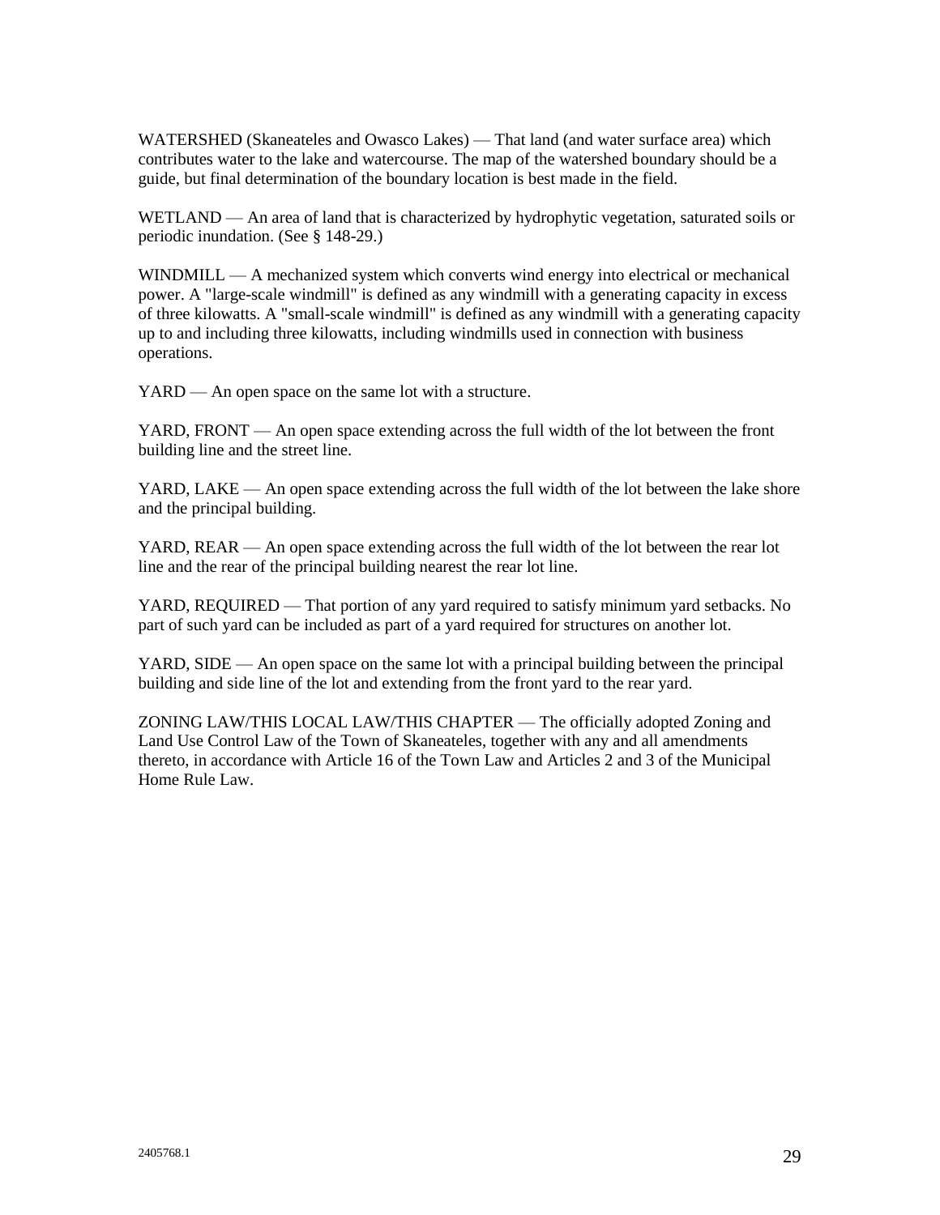WATERSHED (Skaneateles and Owasco Lakes) — That land (and water surface area) which contributes water to the lake and watercourse. The map of the watershed boundary should be a guide, but final determination of the boundary location is best made in the field.

WETLAND — An area of land that is characterized by hydrophytic vegetation, saturated soils or periodic inundation. (See § 148-29.)

WINDMILL — A mechanized system which converts wind energy into electrical or mechanical power. A "large-scale windmill" is defined as any windmill with a generating capacity in excess of three kilowatts. A "small-scale windmill" is defined as any windmill with a generating capacity up to and including three kilowatts, including windmills used in connection with business operations.

YARD — An open space on the same lot with a structure.

YARD, FRONT — An open space extending across the full width of the lot between the front building line and the street line.

YARD, LAKE — An open space extending across the full width of the lot between the lake shore and the principal building.

YARD, REAR — An open space extending across the full width of the lot between the rear lot line and the rear of the principal building nearest the rear lot line.

YARD, REQUIRED — That portion of any yard required to satisfy minimum yard setbacks. No part of such yard can be included as part of a yard required for structures on another lot.

YARD, SIDE — An open space on the same lot with a principal building between the principal building and side line of the lot and extending from the front yard to the rear yard.

ZONING LAW/THIS LOCAL LAW/THIS CHAPTER — The officially adopted Zoning and Land Use Control Law of the Town of Skaneateles, together with any and all amendments thereto, in accordance with Article 16 of the Town Law and Articles 2 and 3 of the Municipal Home Rule Law.